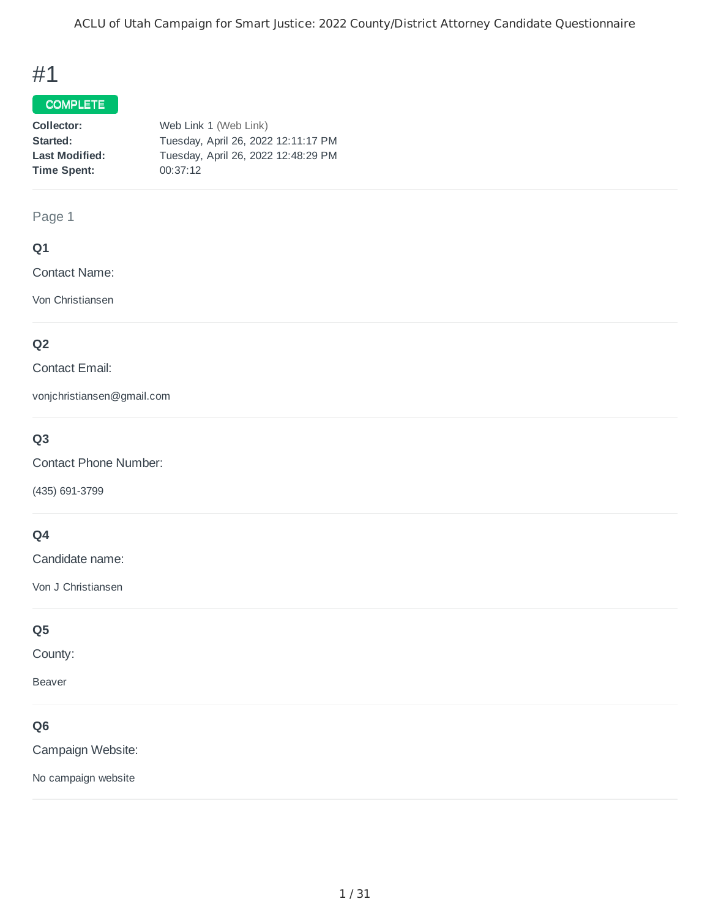# #1

**COMPLETE**

**Collector:** Web Link 1 (Web Link)
**Started:** Tuesday, April 26, 2022 12:11:17 PM
**Last Modified:** Tuesday, April 26, 2022 12:48:29 PM
**Time Spent:** 00:37:12

Page 1

### Q1

Contact Name:

Von Christiansen

### Q2

Contact Email:

vonjchristiansen@gmail.com

### Q3

Contact Phone Number:

(435) 691-3799

### Q4

Candidate name:

Von J Christiansen

### Q5

County:

Beaver

### Q6

Campaign Website:

No campaign website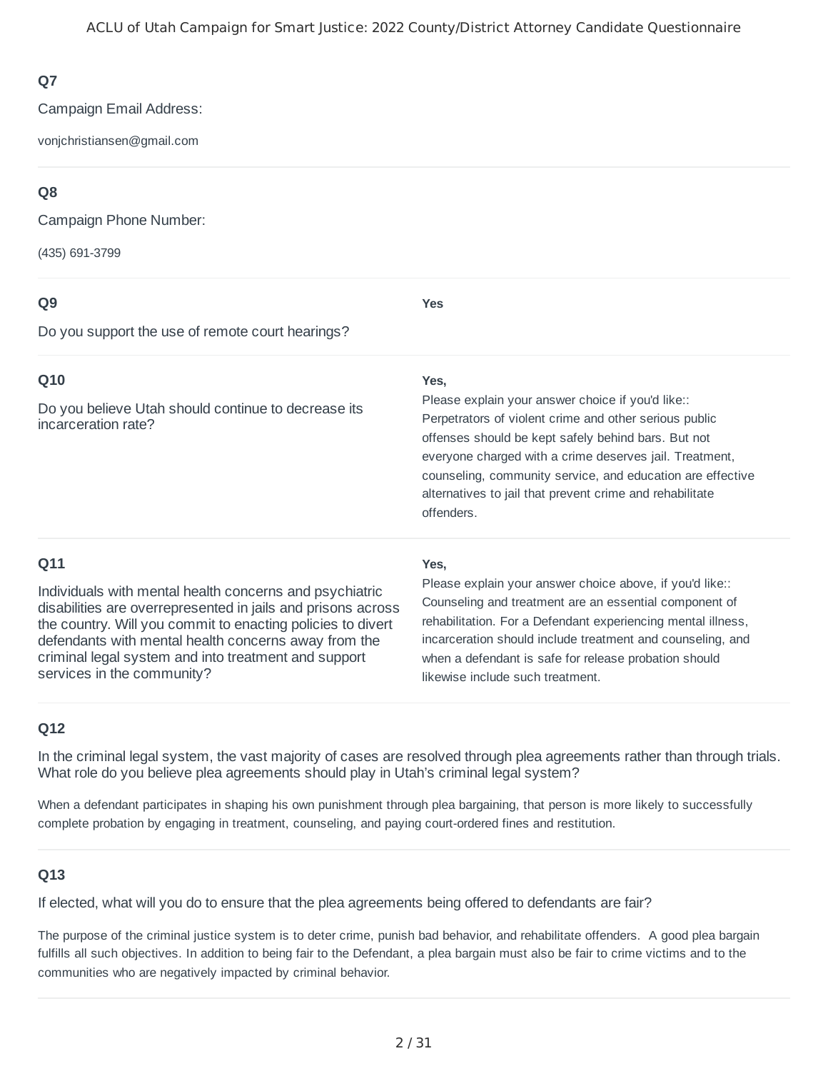### Q7

Campaign Email Address:

vonjchristiansen@gmail.com

### Q8

Campaign Phone Number:

(435) 691-3799

### Q9

Do you support the use of remote court hearings?

**Yes**

### Q10

Do you believe Utah should continue to decrease its incarceration rate?

**Yes,**

Please explain your answer choice if you'd like:: Perpetrators of violent crime and other serious public offenses should be kept safely behind bars. But not everyone charged with a crime deserves jail. Treatment, counseling, community service, and education are effective alternatives to jail that prevent crime and rehabilitate offenders.

### Q11

Individuals with mental health concerns and psychiatric disabilities are overrepresented in jails and prisons across the country. Will you commit to enacting policies to divert defendants with mental health concerns away from the criminal legal system and into treatment and support services in the community?

**Yes,**

Please explain your answer choice above, if you'd like:: Counseling and treatment are an essential component of rehabilitation. For a Defendant experiencing mental illness, incarceration should include treatment and counseling, and when a defendant is safe for release probation should likewise include such treatment.

### Q12

In the criminal legal system, the vast majority of cases are resolved through plea agreements rather than through trials. What role do you believe plea agreements should play in Utah's criminal legal system?

When a defendant participates in shaping his own punishment through plea bargaining, that person is more likely to successfully complete probation by engaging in treatment, counseling, and paying court-ordered fines and restitution.

### Q13

If elected, what will you do to ensure that the plea agreements being offered to defendants are fair?

The purpose of the criminal justice system is to deter crime, punish bad behavior, and rehabilitate offenders. A good plea bargain fulfills all such objectives. In addition to being fair to the Defendant, a plea bargain must also be fair to crime victims and to the communities who are negatively impacted by criminal behavior.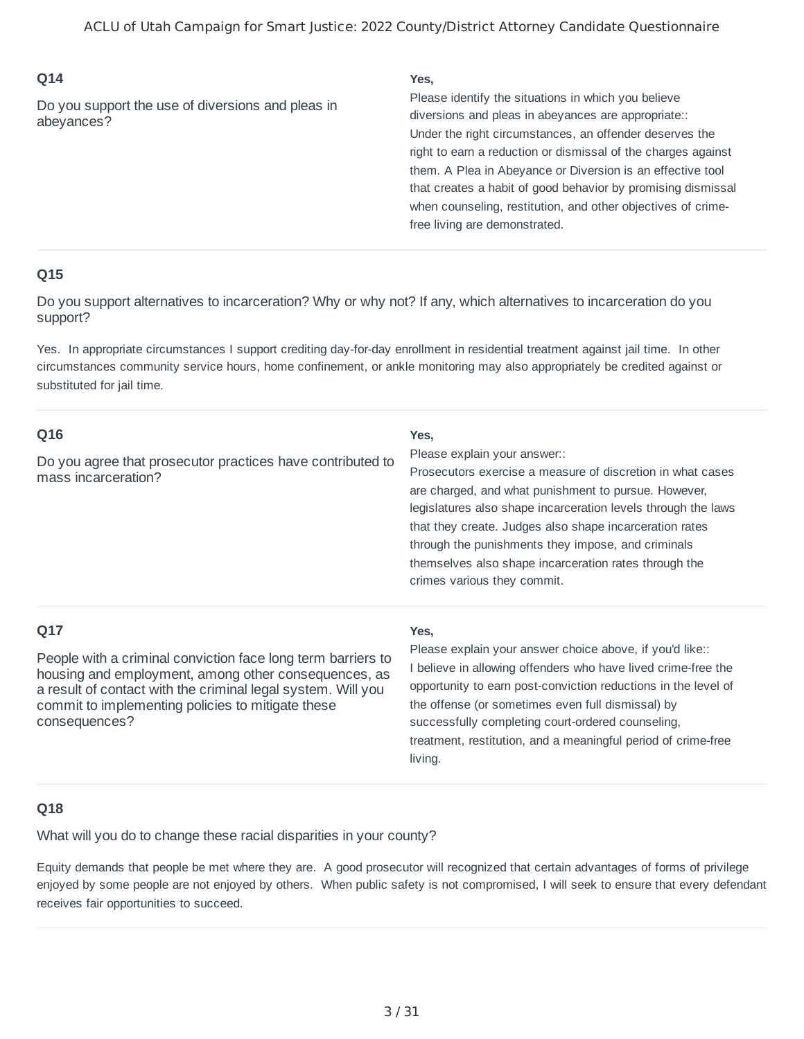### Q14

Do you support the use of diversions and pleas in abeyances?

**Yes,**

Please identify the situations in which you believe diversions and pleas in abeyances are appropriate::
Under the right circumstances, an offender deserves the right to earn a reduction or dismissal of the charges against them. A Plea in Abeyance or Diversion is an effective tool that creates a habit of good behavior by promising dismissal when counseling, restitution, and other objectives of crime-free living are demonstrated.

### Q15

Do you support alternatives to incarceration? Why or why not? If any, which alternatives to incarceration do you support?

Yes. In appropriate circumstances I support crediting day-for-day enrollment in residential treatment against jail time. In other circumstances community service hours, home confinement, or ankle monitoring may also appropriately be credited against or substituted for jail time.

### Q16

Do you agree that prosecutor practices have contributed to mass incarceration?

**Yes,**

Please explain your answer::
Prosecutors exercise a measure of discretion in what cases are charged, and what punishment to pursue. However, legislatures also shape incarceration levels through the laws that they create. Judges also shape incarceration rates through the punishments they impose, and criminals themselves also shape incarceration rates through the crimes various they commit.

### Q17

People with a criminal conviction face long term barriers to housing and employment, among other consequences, as a result of contact with the criminal legal system. Will you commit to implementing policies to mitigate these consequences?

**Yes,**

Please explain your answer choice above, if you'd like::
I believe in allowing offenders who have lived crime-free the opportunity to earn post-conviction reductions in the level of the offense (or sometimes even full dismissal) by successfully completing court-ordered counseling, treatment, restitution, and a meaningful period of crime-free living.

### Q18

What will you do to change these racial disparities in your county?

Equity demands that people be met where they are. A good prosecutor will recognized that certain advantages of forms of privilege enjoyed by some people are not enjoyed by others. When public safety is not compromised, I will seek to ensure that every defendant receives fair opportunities to succeed.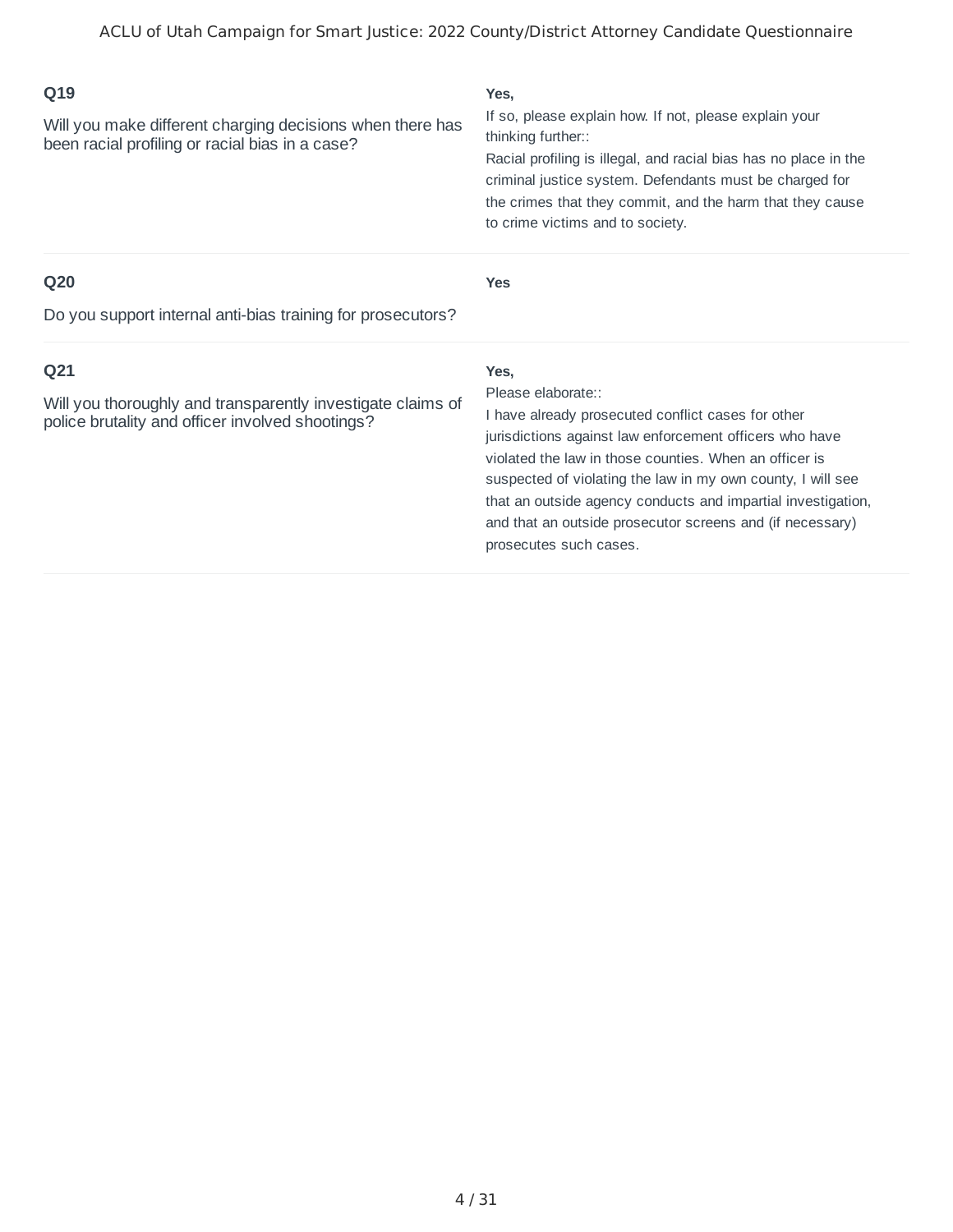## Q19

Will you make different charging decisions when there has been racial profiling or racial bias in a case?

**Yes,**

If so, please explain how. If not, please explain your thinking further::

Racial profiling is illegal, and racial bias has no place in the criminal justice system. Defendants must be charged for the crimes that they commit, and the harm that they cause to crime victims and to society.

## Q20

Do you support internal anti-bias training for prosecutors?

**Yes**

## Q21

Will you thoroughly and transparently investigate claims of police brutality and officer involved shootings?

**Yes,**

Please elaborate::

I have already prosecuted conflict cases for other jurisdictions against law enforcement officers who have violated the law in those counties. When an officer is suspected of violating the law in my own county, I will see that an outside agency conducts and impartial investigation, and that an outside prosecutor screens and (if necessary) prosecutes such cases.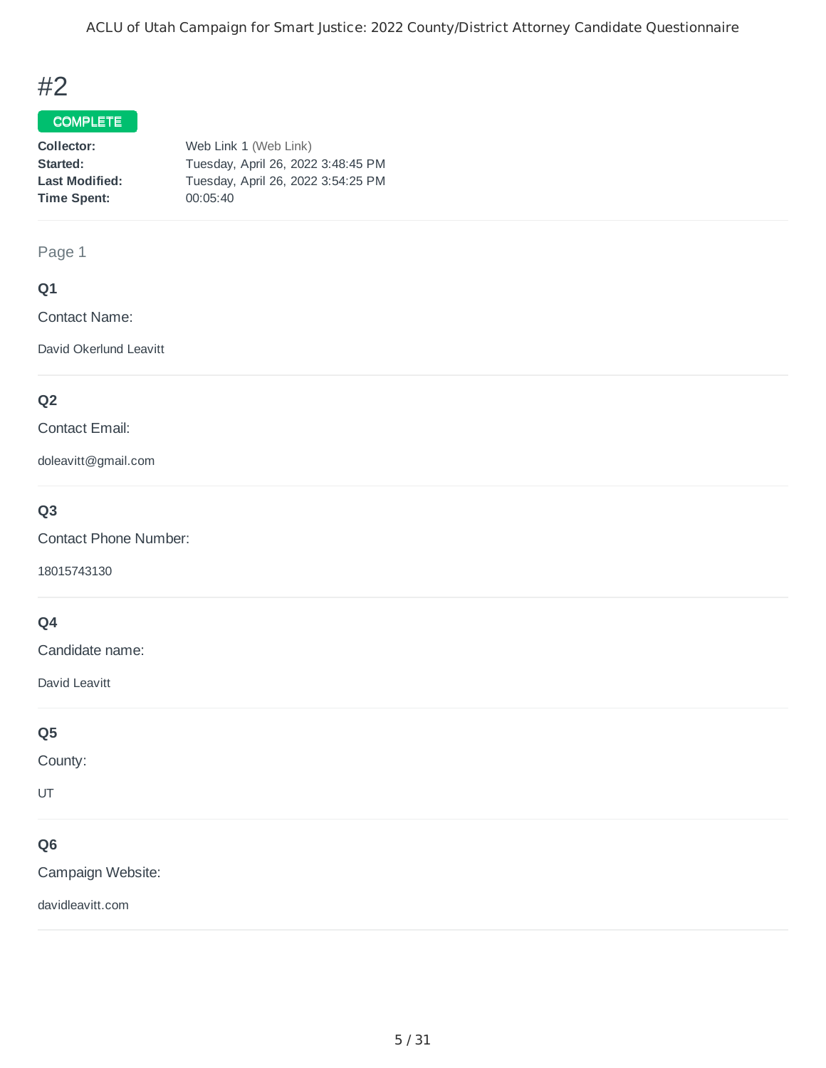# #2

**COMPLETE**

| | |
|---|---|
| **Collector:** | Web Link 1 (Web Link) |
| **Started:** | Tuesday, April 26, 2022 3:48:45 PM |
| **Last Modified:** | Tuesday, April 26, 2022 3:54:25 PM |
| **Time Spent:** | 00:05:40 |

Page 1

### Q1

Contact Name:

David Okerlund Leavitt

### Q2

Contact Email:

doleavitt@gmail.com

### Q3

Contact Phone Number:

18015743130

### Q4

Candidate name:

David Leavitt

### Q5

County:

UT

### Q6

Campaign Website:

davidleavitt.com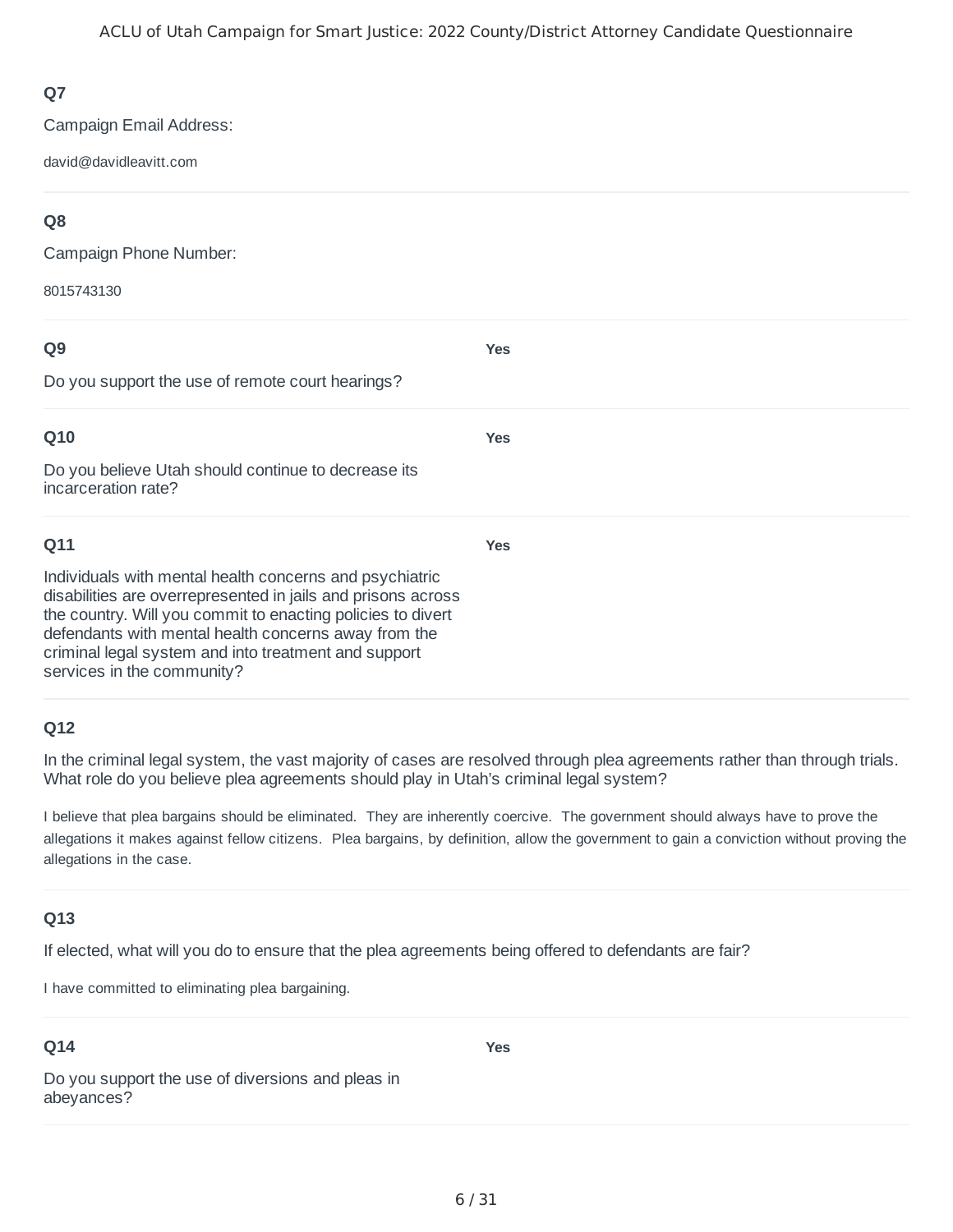### Q7

Campaign Email Address:

david@davidleavitt.com

### Q8

Campaign Phone Number:

8015743130

### Q9

Do you support the use of remote court hearings?

**Yes**

### Q10

Do you believe Utah should continue to decrease its incarceration rate?

**Yes**

### Q11

Individuals with mental health concerns and psychiatric disabilities are overrepresented in jails and prisons across the country. Will you commit to enacting policies to divert defendants with mental health concerns away from the criminal legal system and into treatment and support services in the community?

**Yes**

### Q12

In the criminal legal system, the vast majority of cases are resolved through plea agreements rather than through trials. What role do you believe plea agreements should play in Utah's criminal legal system?

I believe that plea bargains should be eliminated. They are inherently coercive. The government should always have to prove the allegations it makes against fellow citizens. Plea bargains, by definition, allow the government to gain a conviction without proving the allegations in the case.

### Q13

If elected, what will you do to ensure that the plea agreements being offered to defendants are fair?

I have committed to eliminating plea bargaining.

### Q14

Do you support the use of diversions and pleas in abeyances?

**Yes**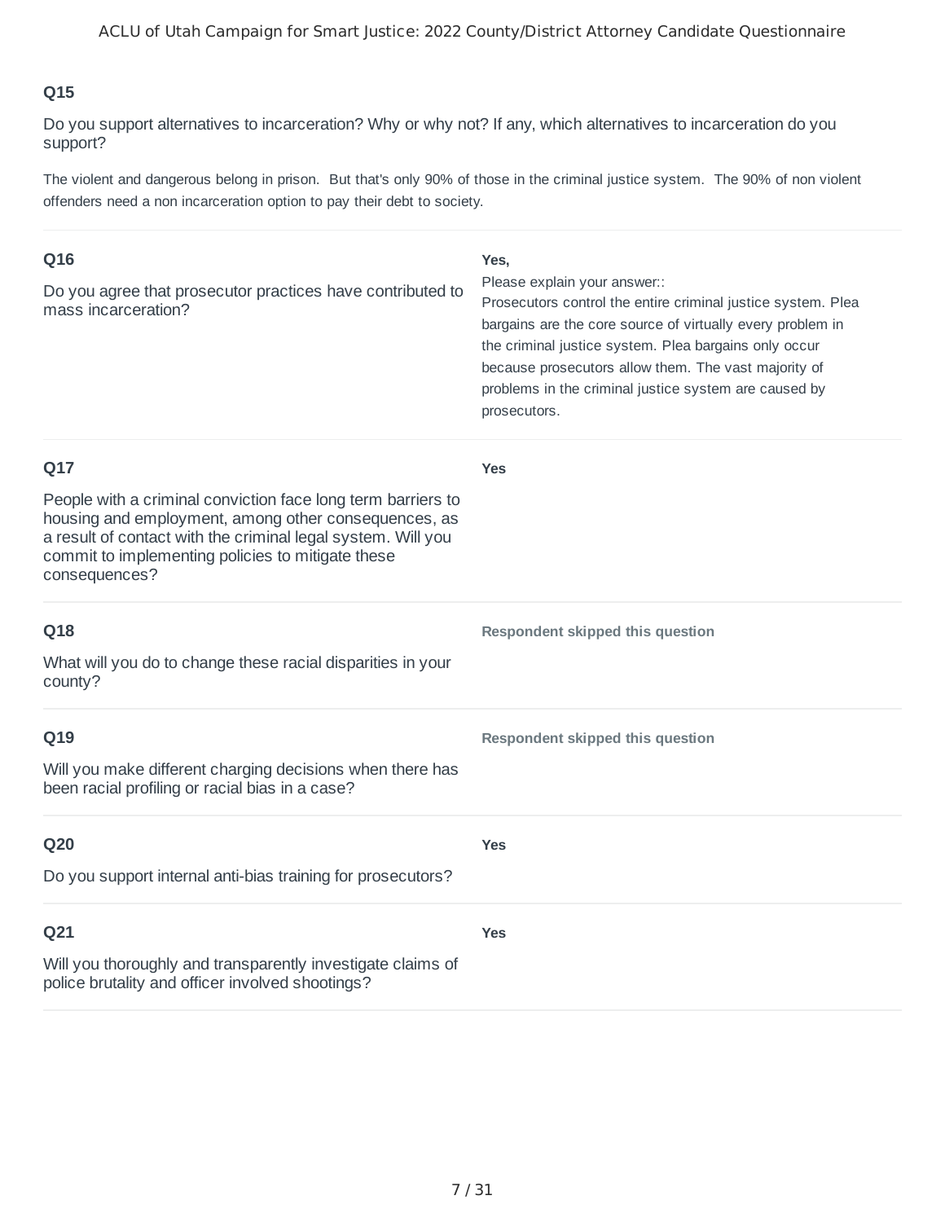### Q15

Do you support alternatives to incarceration? Why or why not? If any, which alternatives to incarceration do you support?

The violent and dangerous belong in prison. But that's only 90% of those in the criminal justice system. The 90% of non violent offenders need a non incarceration option to pay their debt to society.

---

### Q16

Do you agree that prosecutor practices have contributed to mass incarceration?

**Yes,**

Please explain your answer::
Prosecutors control the entire criminal justice system. Plea bargains are the core source of virtually every problem in the criminal justice system. Plea bargains only occur because prosecutors allow them. The vast majority of problems in the criminal justice system are caused by prosecutors.

---

### Q17

People with a criminal conviction face long term barriers to housing and employment, among other consequences, as a result of contact with the criminal legal system. Will you commit to implementing policies to mitigate these consequences?

**Yes**

---

### Q18

What will you do to change these racial disparities in your county?

**Respondent skipped this question**

---

### Q19

Will you make different charging decisions when there has been racial profiling or racial bias in a case?

**Respondent skipped this question**

---

### Q20

Do you support internal anti-bias training for prosecutors?

**Yes**

---

### Q21

Will you thoroughly and transparently investigate claims of police brutality and officer involved shootings?

**Yes**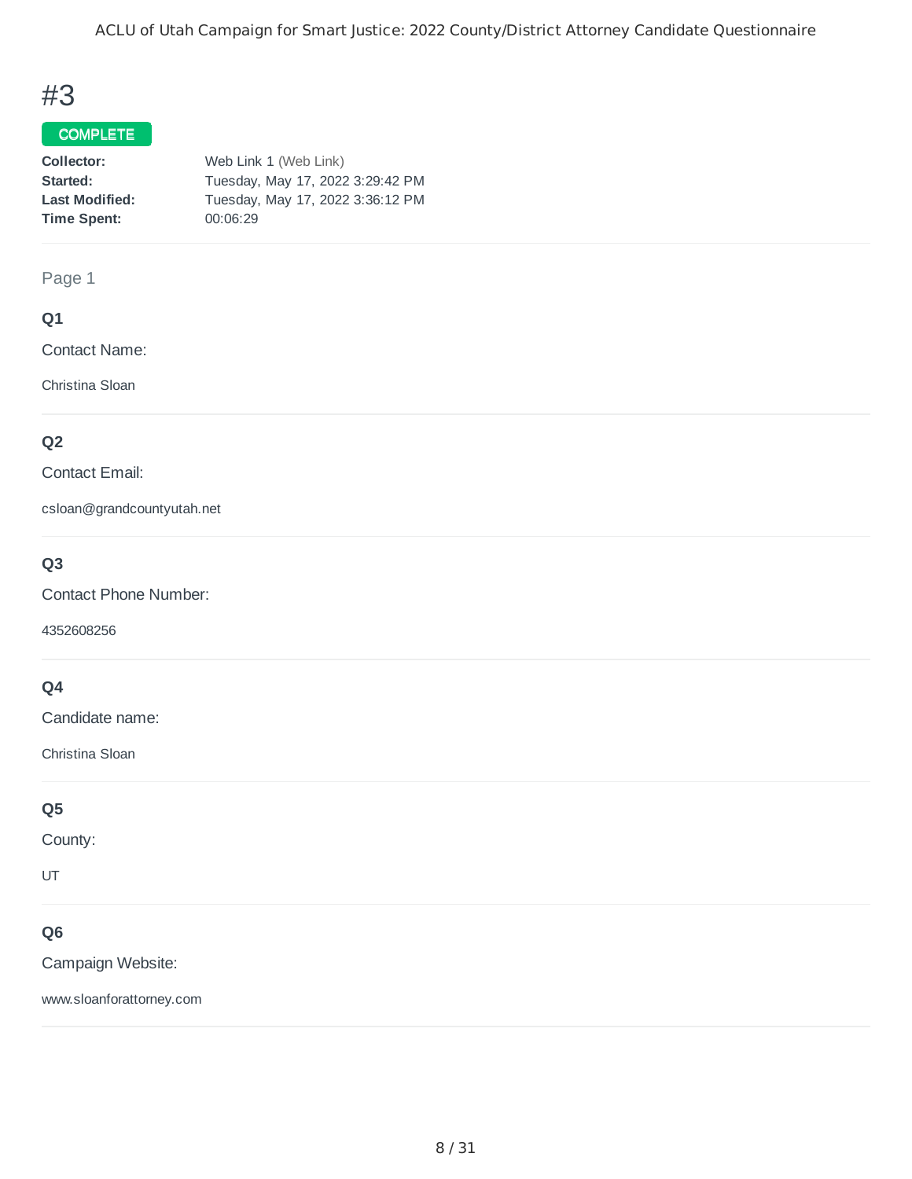# #3

**COMPLETE**

| | |
|---|---|
| **Collector:** | Web Link 1 (Web Link) |
| **Started:** | Tuesday, May 17, 2022 3:29:42 PM |
| **Last Modified:** | Tuesday, May 17, 2022 3:36:12 PM |
| **Time Spent:** | 00:06:29 |

Page 1

**Q1**

Contact Name:

Christina Sloan

**Q2**

Contact Email:

csloan@grandcountyutah.net

**Q3**

Contact Phone Number:

4352608256

**Q4**

Candidate name:

Christina Sloan

**Q5**

County:

UT

**Q6**

Campaign Website:

www.sloanforattorney.com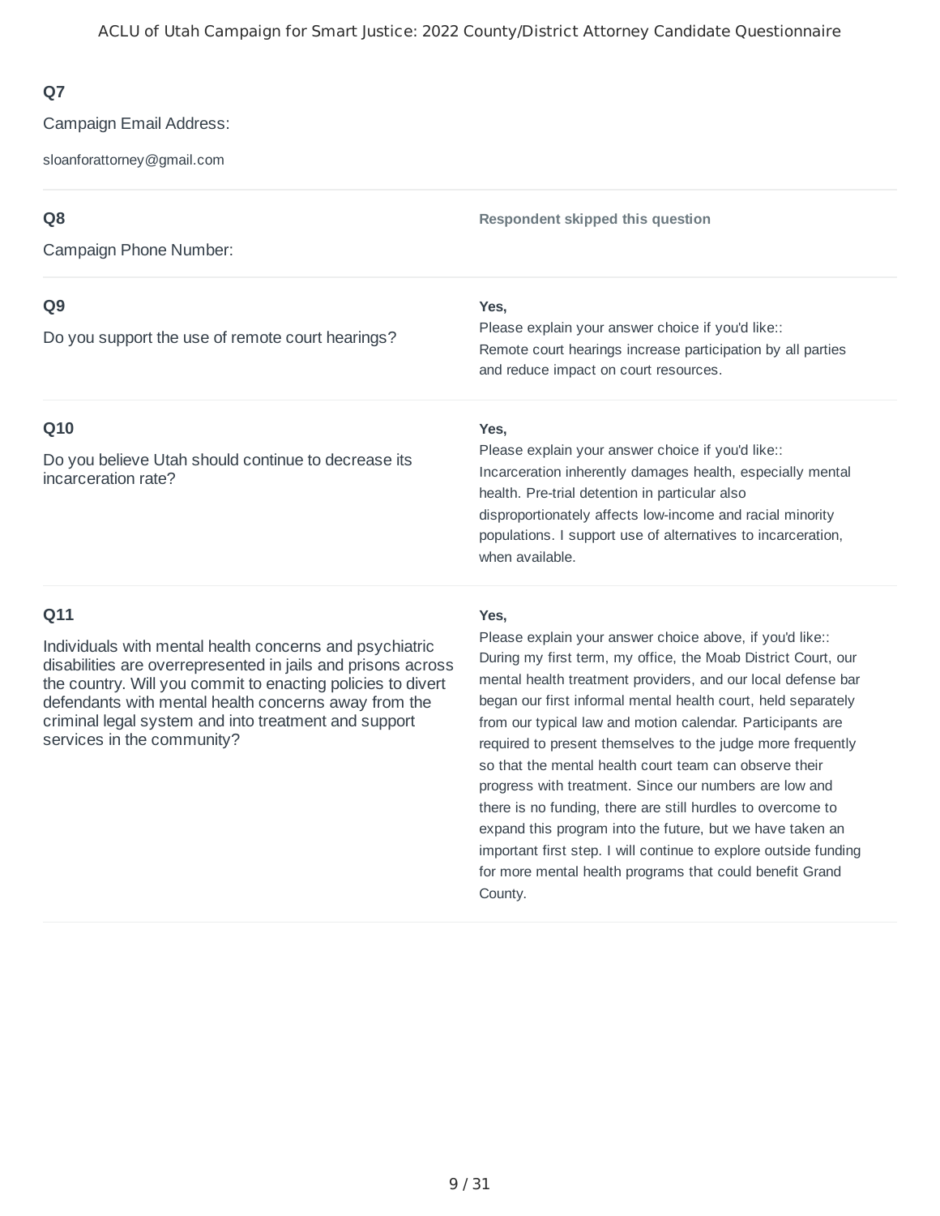### Q7

Campaign Email Address:

sloanforattorney@gmail.com

### Q8

Campaign Phone Number:

**Respondent skipped this question**

### Q9

Do you support the use of remote court hearings?

**Yes,**

Please explain your answer choice if you'd like::
Remote court hearings increase participation by all parties and reduce impact on court resources.

### Q10

Do you believe Utah should continue to decrease its incarceration rate?

**Yes,**

Please explain your answer choice if you'd like::
Incarceration inherently damages health, especially mental health. Pre-trial detention in particular also disproportionately affects low-income and racial minority populations. I support use of alternatives to incarceration, when available.

### Q11

Individuals with mental health concerns and psychiatric disabilities are overrepresented in jails and prisons across the country. Will you commit to enacting policies to divert defendants with mental health concerns away from the criminal legal system and into treatment and support services in the community?

**Yes,**

Please explain your answer choice above, if you'd like::
During my first term, my office, the Moab District Court, our mental health treatment providers, and our local defense bar began our first informal mental health court, held separately from our typical law and motion calendar. Participants are required to present themselves to the judge more frequently so that the mental health court team can observe their progress with treatment. Since our numbers are low and there is no funding, there are still hurdles to overcome to expand this program into the future, but we have taken an important first step. I will continue to explore outside funding for more mental health programs that could benefit Grand County.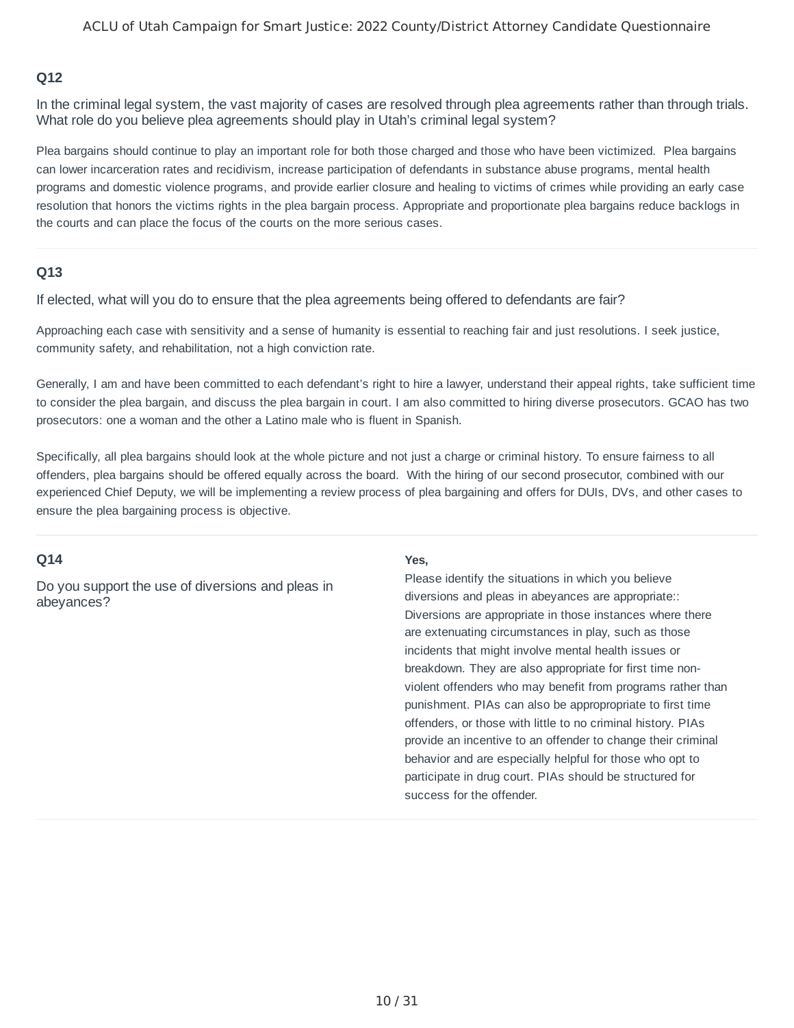### Q12

In the criminal legal system, the vast majority of cases are resolved through plea agreements rather than through trials. What role do you believe plea agreements should play in Utah's criminal legal system?

Plea bargains should continue to play an important role for both those charged and those who have been victimized. Plea bargains can lower incarceration rates and recidivism, increase participation of defendants in substance abuse programs, mental health programs and domestic violence programs, and provide earlier closure and healing to victims of crimes while providing an early case resolution that honors the victims rights in the plea bargain process. Appropriate and proportionate plea bargains reduce backlogs in the courts and can place the focus of the courts on the more serious cases.

### Q13

If elected, what will you do to ensure that the plea agreements being offered to defendants are fair?

Approaching each case with sensitivity and a sense of humanity is essential to reaching fair and just resolutions. I seek justice, community safety, and rehabilitation, not a high conviction rate.

Generally, I am and have been committed to each defendant's right to hire a lawyer, understand their appeal rights, take sufficient time to consider the plea bargain, and discuss the plea bargain in court. I am also committed to hiring diverse prosecutors. GCAO has two prosecutors: one a woman and the other a Latino male who is fluent in Spanish.

Specifically, all plea bargains should look at the whole picture and not just a charge or criminal history. To ensure fairness to all offenders, plea bargains should be offered equally across the board. With the hiring of our second prosecutor, combined with our experienced Chief Deputy, we will be implementing a review process of plea bargaining and offers for DUIs, DVs, and other cases to ensure the plea bargaining process is objective.

### Q14

Do you support the use of diversions and pleas in abeyances?

**Yes,**

Please identify the situations in which you believe diversions and pleas in abeyances are appropriate:: Diversions are appropriate in those instances where there are extenuating circumstances in play, such as those incidents that might involve mental health issues or breakdown. They are also appropriate for first time non-violent offenders who may benefit from programs rather than punishment. PIAs can also be appropropriate to first time offenders, or those with little to no criminal history. PIAs provide an incentive to an offender to change their criminal behavior and are especially helpful for those who opt to participate in drug court. PIAs should be structured for success for the offender.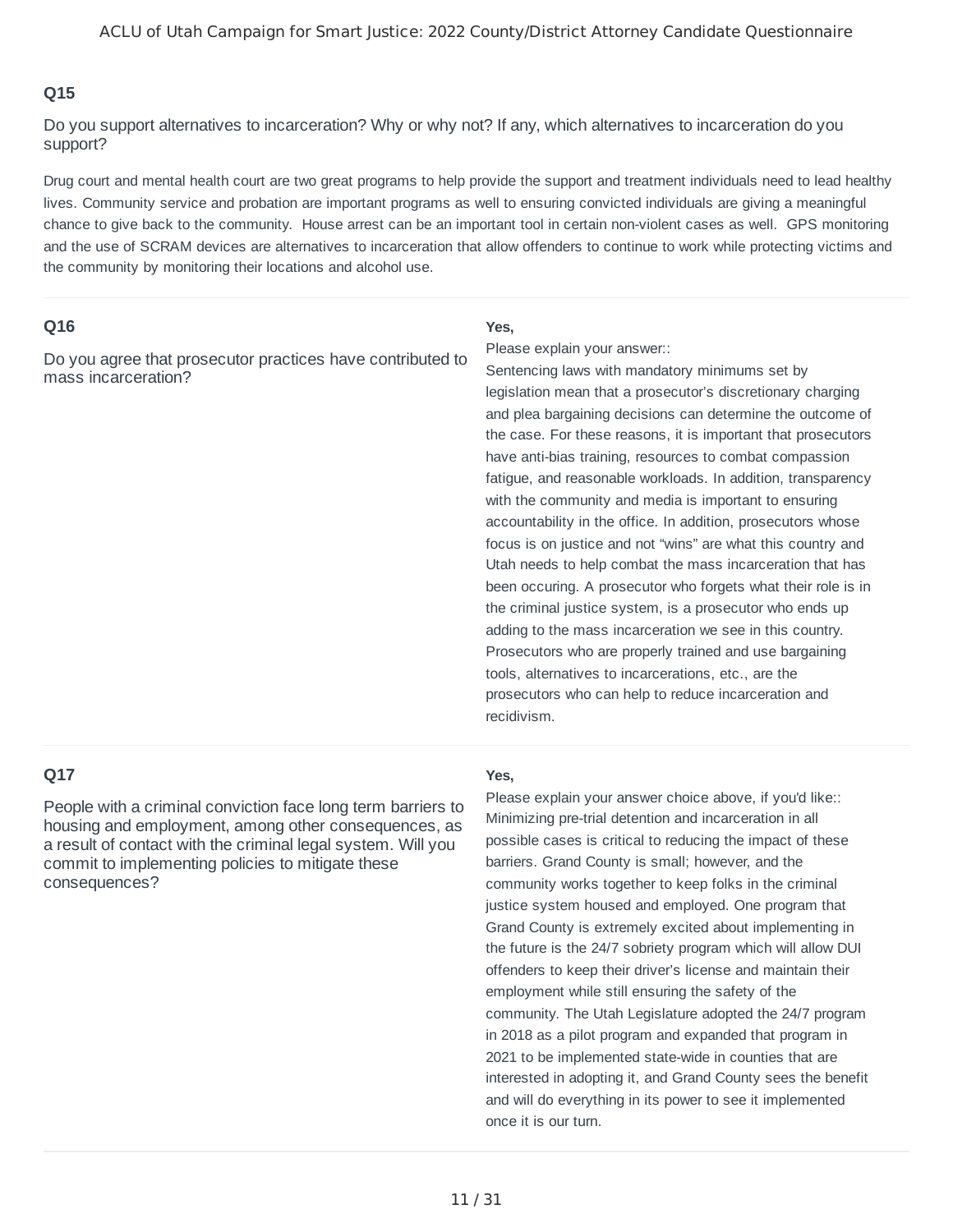### Q15

Do you support alternatives to incarceration? Why or why not? If any, which alternatives to incarceration do you support?

Drug court and mental health court are two great programs to help provide the support and treatment individuals need to lead healthy lives. Community service and probation are important programs as well to ensuring convicted individuals are giving a meaningful chance to give back to the community. House arrest can be an important tool in certain non-violent cases as well. GPS monitoring and the use of SCRAM devices are alternatives to incarceration that allow offenders to continue to work while protecting victims and the community by monitoring their locations and alcohol use.

### Q16

Do you agree that prosecutor practices have contributed to mass incarceration?

**Yes,**

Please explain your answer::

Sentencing laws with mandatory minimums set by legislation mean that a prosecutor's discretionary charging and plea bargaining decisions can determine the outcome of the case. For these reasons, it is important that prosecutors have anti-bias training, resources to combat compassion fatigue, and reasonable workloads. In addition, transparency with the community and media is important to ensuring accountability in the office. In addition, prosecutors whose focus is on justice and not "wins" are what this country and Utah needs to help combat the mass incarceration that has been occuring. A prosecutor who forgets what their role is in the criminal justice system, is a prosecutor who ends up adding to the mass incarceration we see in this country. Prosecutors who are properly trained and use bargaining tools, alternatives to incarcerations, etc., are the prosecutors who can help to reduce incarceration and recidivism.

### Q17

People with a criminal conviction face long term barriers to housing and employment, among other consequences, as a result of contact with the criminal legal system. Will you commit to implementing policies to mitigate these consequences?

**Yes,**

Please explain your answer choice above, if you'd like::

Minimizing pre-trial detention and incarceration in all possible cases is critical to reducing the impact of these barriers. Grand County is small; however, and the community works together to keep folks in the criminal justice system housed and employed. One program that Grand County is extremely excited about implementing in the future is the 24/7 sobriety program which will allow DUI offenders to keep their driver's license and maintain their employment while still ensuring the safety of the community. The Utah Legislature adopted the 24/7 program in 2018 as a pilot program and expanded that program in 2021 to be implemented state-wide in counties that are interested in adopting it, and Grand County sees the benefit and will do everything in its power to see it implemented once it is our turn.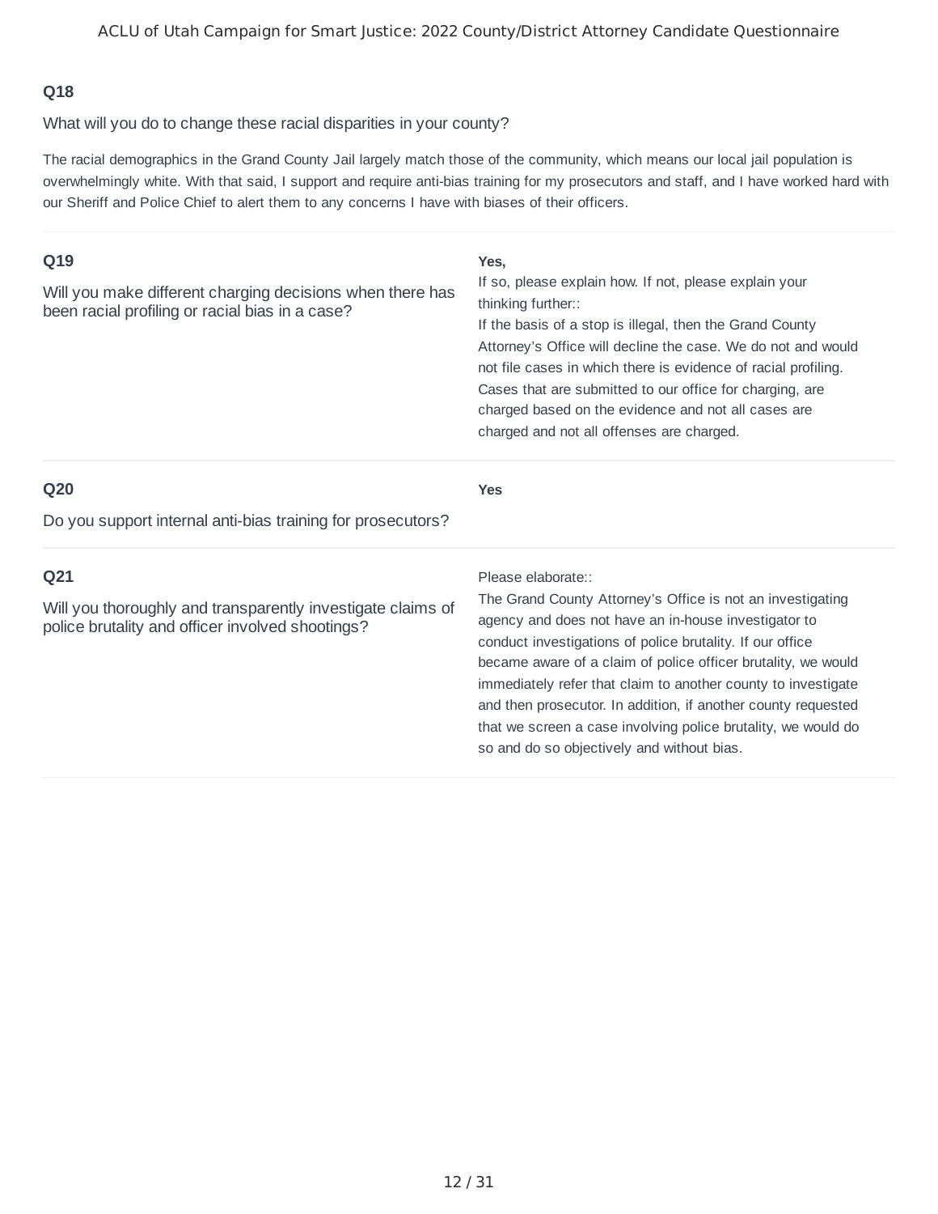### Q18

What will you do to change these racial disparities in your county?

The racial demographics in the Grand County Jail largely match those of the community, which means our local jail population is overwhelmingly white. With that said, I support and require anti-bias training for my prosecutors and staff, and I have worked hard with our Sheriff and Police Chief to alert them to any concerns I have with biases of their officers.

### Q19

Will you make different charging decisions when there has been racial profiling or racial bias in a case?

**Yes,**

If so, please explain how. If not, please explain your thinking further::

If the basis of a stop is illegal, then the Grand County Attorney's Office will decline the case. We do not and would not file cases in which there is evidence of racial profiling. Cases that are submitted to our office for charging, are charged based on the evidence and not all cases are charged and not all offenses are charged.

### Q20

Do you support internal anti-bias training for prosecutors?

**Yes**

### Q21

Will you thoroughly and transparently investigate claims of police brutality and officer involved shootings?

Please elaborate::

The Grand County Attorney's Office is not an investigating agency and does not have an in-house investigator to conduct investigations of police brutality. If our office became aware of a claim of police officer brutality, we would immediately refer that claim to another county to investigate and then prosecutor. In addition, if another county requested that we screen a case involving police brutality, we would do so and do so objectively and without bias.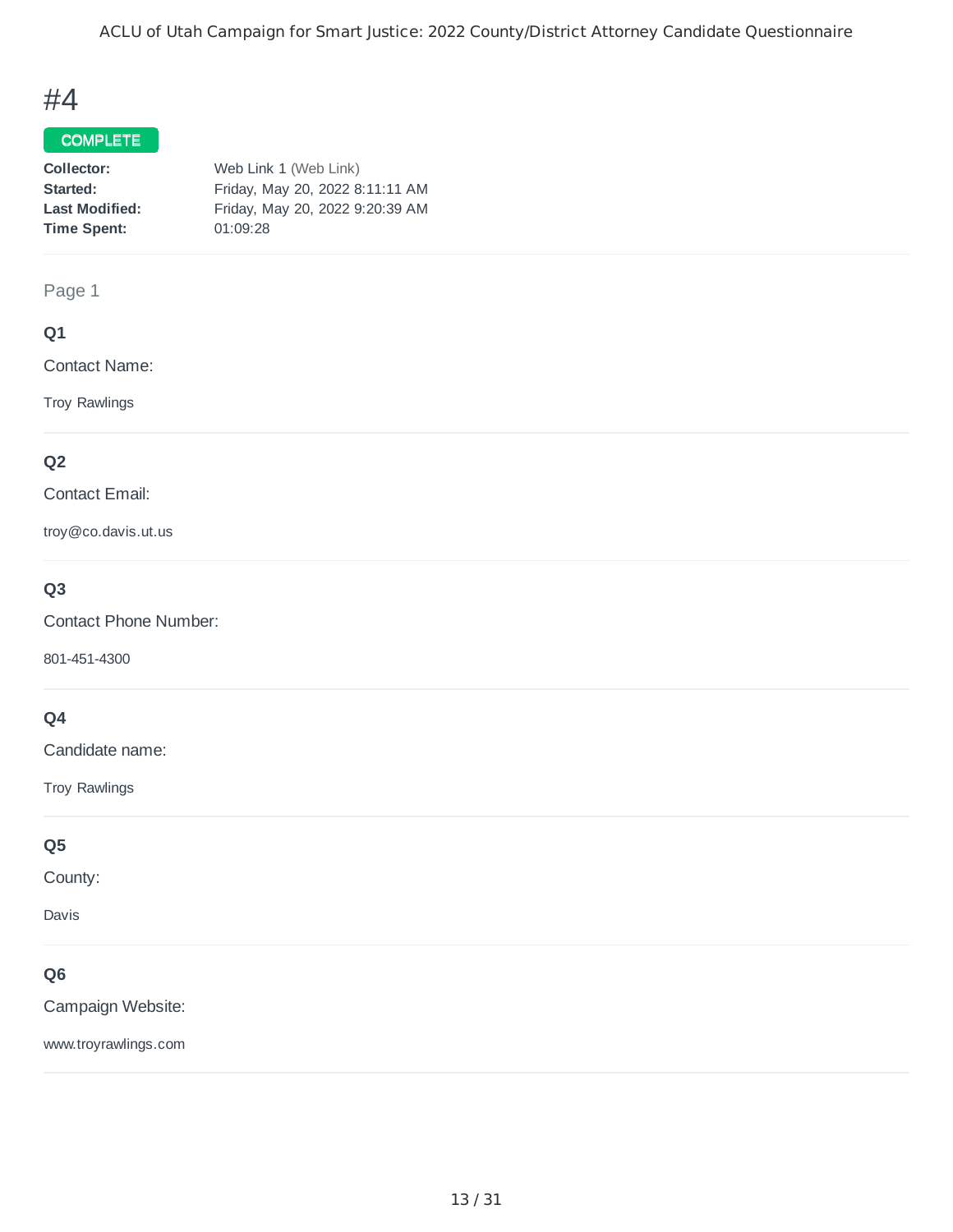# #4

COMPLETE

**Collector:** Web Link 1 (Web Link)
**Started:** Friday, May 20, 2022 8:11:11 AM
**Last Modified:** Friday, May 20, 2022 9:20:39 AM
**Time Spent:** 01:09:28

Page 1

### Q1

Contact Name:

Troy Rawlings

### Q2

Contact Email:

troy@co.davis.ut.us

### Q3

Contact Phone Number:

801-451-4300

### Q4

Candidate name:

Troy Rawlings

### Q5

County:

Davis

### Q6

Campaign Website:

www.troyrawlings.com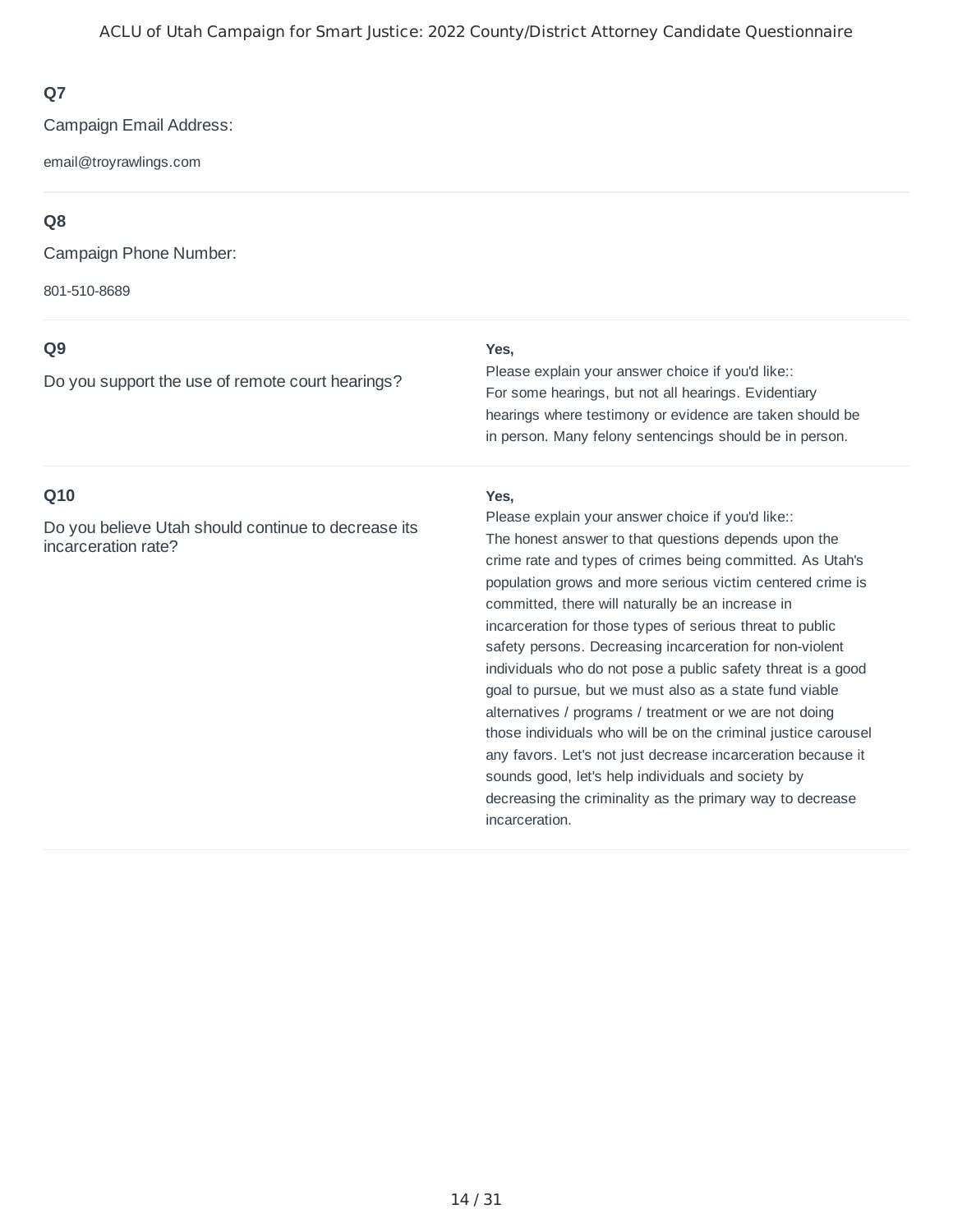**Q7**

Campaign Email Address:

email@troyrawlings.com

---

**Q8**

Campaign Phone Number:

801-510-8689

---

**Q9**

Do you support the use of remote court hearings?

**Yes,**

Please explain your answer choice if you'd like::
For some hearings, but not all hearings. Evidentiary hearings where testimony or evidence are taken should be in person. Many felony sentencings should be in person.

---

**Q10**

Do you believe Utah should continue to decrease its incarceration rate?

**Yes,**

Please explain your answer choice if you'd like::
The honest answer to that questions depends upon the crime rate and types of crimes being committed. As Utah's population grows and more serious victim centered crime is committed, there will naturally be an increase in incarceration for those types of serious threat to public safety persons. Decreasing incarceration for non-violent individuals who do not pose a public safety threat is a good goal to pursue, but we must also as a state fund viable alternatives / programs / treatment or we are not doing those individuals who will be on the criminal justice carousel any favors. Let's not just decrease incarceration because it sounds good, let's help individuals and society by decreasing the criminality as the primary way to decrease incarceration.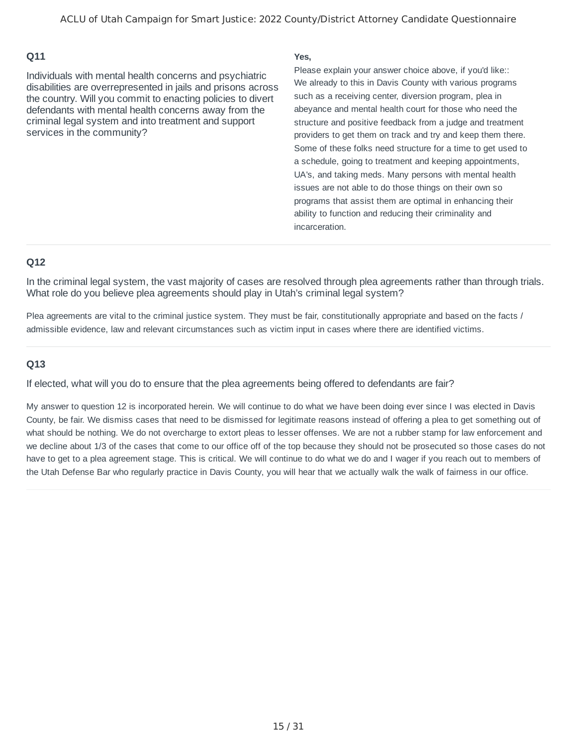### Q11

Individuals with mental health concerns and psychiatric disabilities are overrepresented in jails and prisons across the country. Will you commit to enacting policies to divert defendants with mental health concerns away from the criminal legal system and into treatment and support services in the community?

**Yes,**

Please explain your answer choice above, if you'd like::
We already to this in Davis County with various programs such as a receiving center, diversion program, plea in abeyance and mental health court for those who need the structure and positive feedback from a judge and treatment providers to get them on track and try and keep them there. Some of these folks need structure for a time to get used to a schedule, going to treatment and keeping appointments, UA's, and taking meds. Many persons with mental health issues are not able to do those things on their own so programs that assist them are optimal in enhancing their ability to function and reducing their criminality and incarceration.

### Q12

In the criminal legal system, the vast majority of cases are resolved through plea agreements rather than through trials. What role do you believe plea agreements should play in Utah's criminal legal system?

Plea agreements are vital to the criminal justice system. They must be fair, constitutionally appropriate and based on the facts / admissible evidence, law and relevant circumstances such as victim input in cases where there are identified victims.

### Q13

If elected, what will you do to ensure that the plea agreements being offered to defendants are fair?

My answer to question 12 is incorporated herein. We will continue to do what we have been doing ever since I was elected in Davis County, be fair. We dismiss cases that need to be dismissed for legitimate reasons instead of offering a plea to get something out of what should be nothing. We do not overcharge to extort pleas to lesser offenses. We are not a rubber stamp for law enforcement and we decline about 1/3 of the cases that come to our office off of the top because they should not be prosecuted so those cases do not have to get to a plea agreement stage. This is critical. We will continue to do what we do and I wager if you reach out to members of the Utah Defense Bar who regularly practice in Davis County, you will hear that we actually walk the walk of fairness in our office.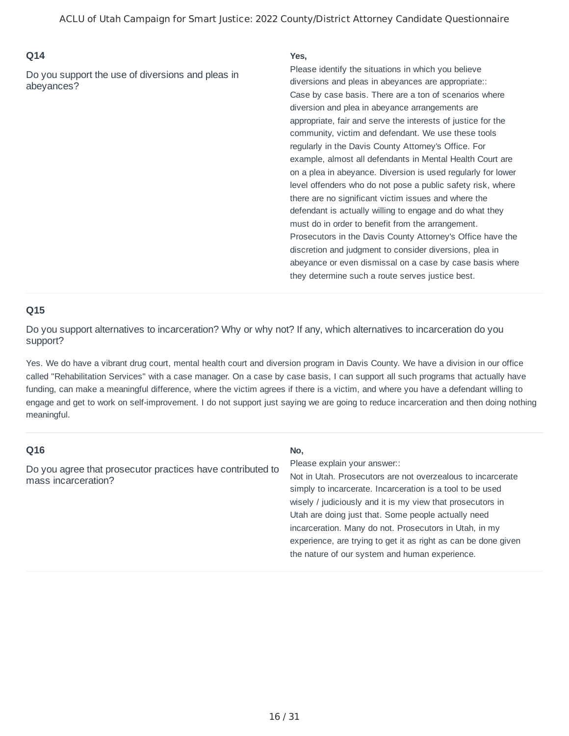### Q14

Do you support the use of diversions and pleas in abeyances?

**Yes,**

Please identify the situations in which you believe diversions and pleas in abeyances are appropriate::
Case by case basis. There are a ton of scenarios where diversion and plea in abeyance arrangements are appropriate, fair and serve the interests of justice for the community, victim and defendant. We use these tools regularly in the Davis County Attorney's Office. For example, almost all defendants in Mental Health Court are on a plea in abeyance. Diversion is used regularly for lower level offenders who do not pose a public safety risk, where there are no significant victim issues and where the defendant is actually willing to engage and do what they must do in order to benefit from the arrangement. Prosecutors in the Davis County Attorney's Office have the discretion and judgment to consider diversions, plea in abeyance or even dismissal on a case by case basis where they determine such a route serves justice best.

### Q15

Do you support alternatives to incarceration? Why or why not? If any, which alternatives to incarceration do you support?

Yes. We do have a vibrant drug court, mental health court and diversion program in Davis County. We have a division in our office called "Rehabilitation Services" with a case manager. On a case by case basis, I can support all such programs that actually have funding, can make a meaningful difference, where the victim agrees if there is a victim, and where you have a defendant willing to engage and get to work on self-improvement. I do not support just saying we are going to reduce incarceration and then doing nothing meaningful.

### Q16

Do you agree that prosecutor practices have contributed to mass incarceration?

**No,**

Please explain your answer::
Not in Utah. Prosecutors are not overzealous to incarcerate simply to incarcerate. Incarceration is a tool to be used wisely / judiciously and it is my view that prosecutors in Utah are doing just that. Some people actually need incarceration. Many do not. Prosecutors in Utah, in my experience, are trying to get it as right as can be done given the nature of our system and human experience.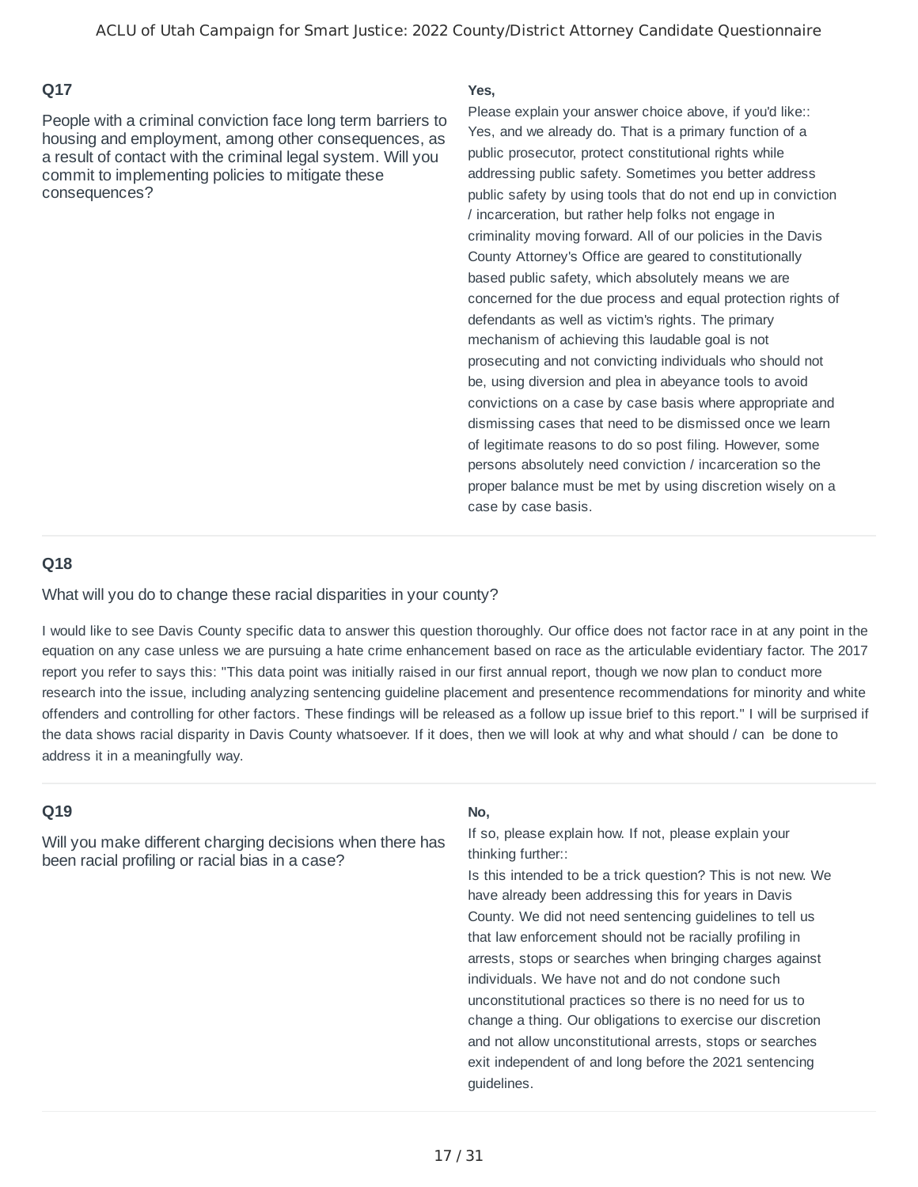### Q17

People with a criminal conviction face long term barriers to housing and employment, among other consequences, as a result of contact with the criminal legal system. Will you commit to implementing policies to mitigate these consequences?

**Yes,**

Please explain your answer choice above, if you'd like::
Yes, and we already do. That is a primary function of a public prosecutor, protect constitutional rights while addressing public safety. Sometimes you better address public safety by using tools that do not end up in conviction / incarceration, but rather help folks not engage in criminality moving forward. All of our policies in the Davis County Attorney's Office are geared to constitutionally based public safety, which absolutely means we are concerned for the due process and equal protection rights of defendants as well as victim's rights. The primary mechanism of achieving this laudable goal is not prosecuting and not convicting individuals who should not be, using diversion and plea in abeyance tools to avoid convictions on a case by case basis where appropriate and dismissing cases that need to be dismissed once we learn of legitimate reasons to do so post filing. However, some persons absolutely need conviction / incarceration so the proper balance must be met by using discretion wisely on a case by case basis.

---

### Q18

What will you do to change these racial disparities in your county?

I would like to see Davis County specific data to answer this question thoroughly. Our office does not factor race in at any point in the equation on any case unless we are pursuing a hate crime enhancement based on race as the articulable evidentiary factor. The 2017 report you refer to says this: "This data point was initially raised in our first annual report, though we now plan to conduct more research into the issue, including analyzing sentencing guideline placement and presentence recommendations for minority and white offenders and controlling for other factors. These findings will be released as a follow up issue brief to this report." I will be surprised if the data shows racial disparity in Davis County whatsoever. If it does, then we will look at why and what should / can be done to address it in a meaningfully way.

---

### Q19

Will you make different charging decisions when there has been racial profiling or racial bias in a case?

**No,**

If so, please explain how. If not, please explain your thinking further::
Is this intended to be a trick question? This is not new. We have already been addressing this for years in Davis County. We did not need sentencing guidelines to tell us that law enforcement should not be racially profiling in arrests, stops or searches when bringing charges against individuals. We have not and do not condone such unconstitutional practices so there is no need for us to change a thing. Our obligations to exercise our discretion and not allow unconstitutional arrests, stops or searches exit independent of and long before the 2021 sentencing guidelines.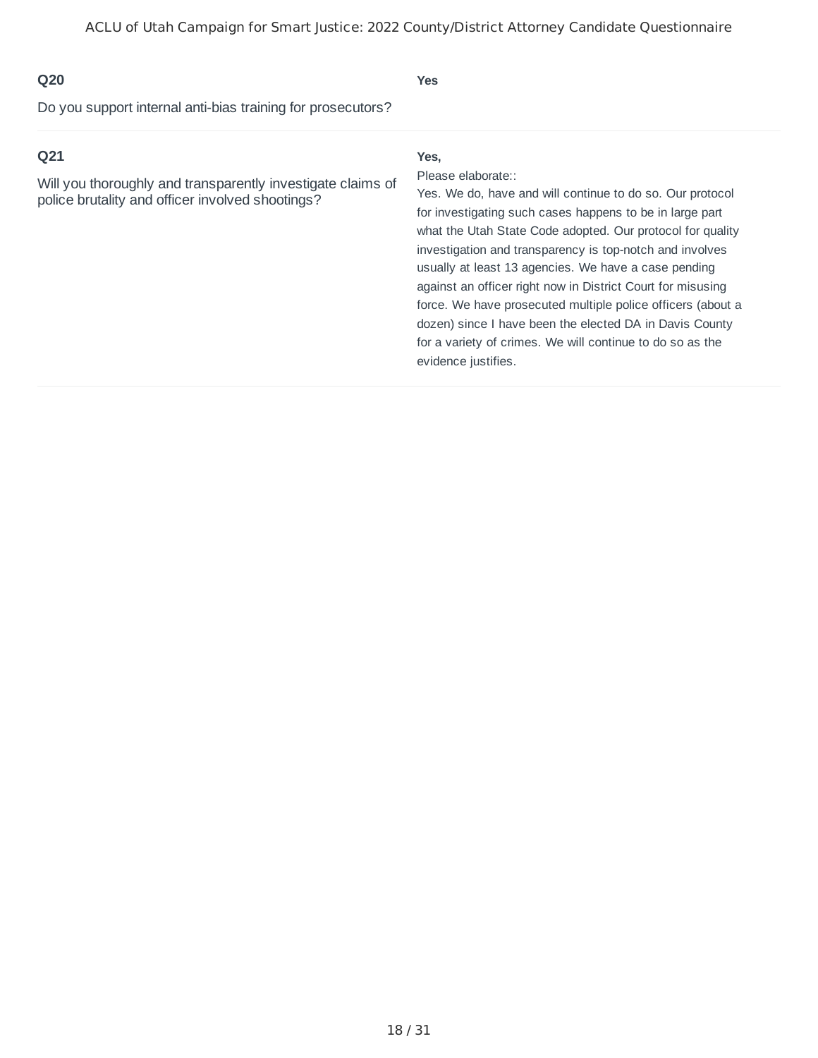**Q20**

Do you support internal anti-bias training for prosecutors?

**Yes**

---

**Q21**

Will you thoroughly and transparently investigate claims of police brutality and officer involved shootings?

**Yes,**

Please elaborate::

Yes. We do, have and will continue to do so. Our protocol for investigating such cases happens to be in large part what the Utah State Code adopted. Our protocol for quality investigation and transparency is top-notch and involves usually at least 13 agencies. We have a case pending against an officer right now in District Court for misusing force. We have prosecuted multiple police officers (about a dozen) since I have been the elected DA in Davis County for a variety of crimes. We will continue to do so as the evidence justifies.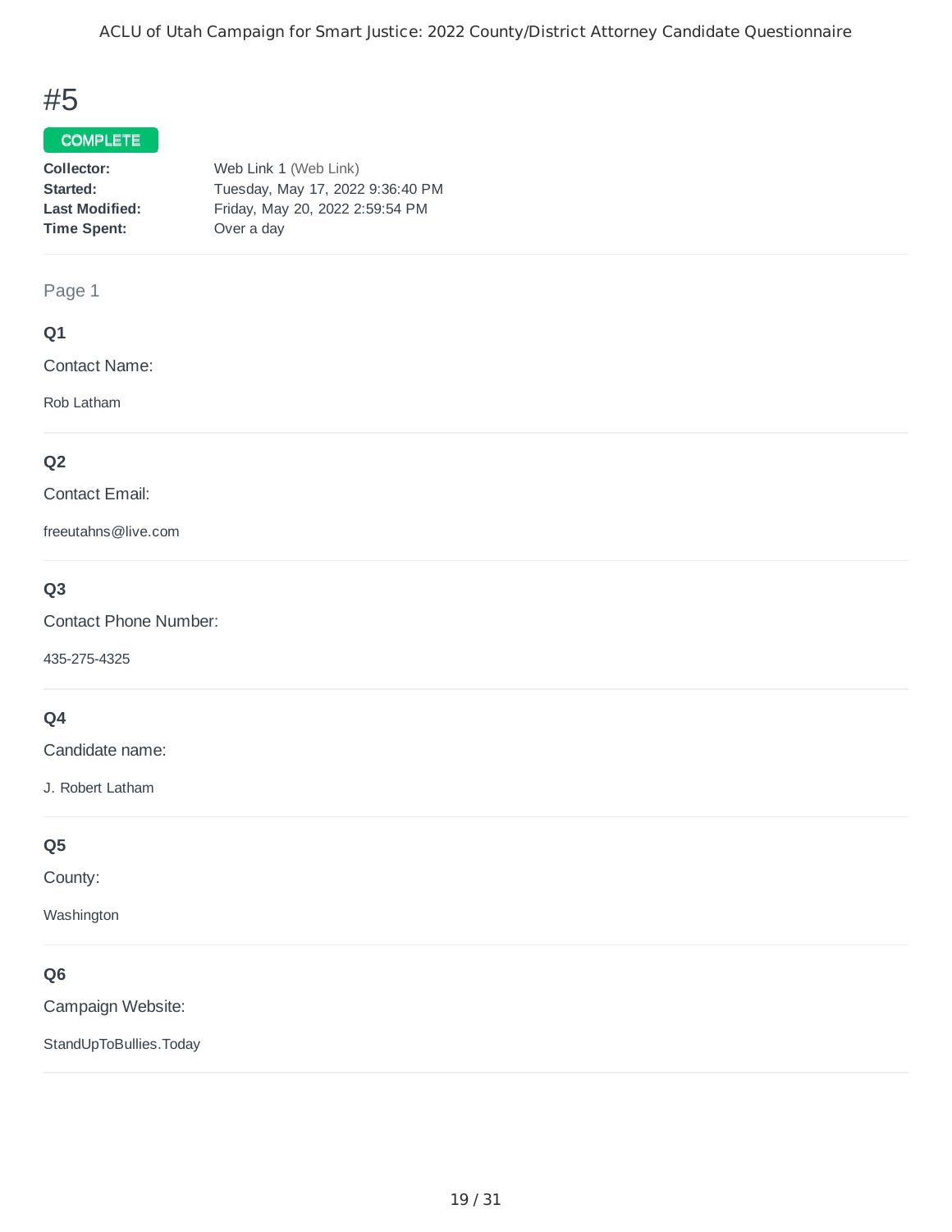# #5

**COMPLETE**

| | |
|---|---|
| **Collector:** | Web Link 1 (Web Link) |
| **Started:** | Tuesday, May 17, 2022 9:36:40 PM |
| **Last Modified:** | Friday, May 20, 2022 2:59:54 PM |
| **Time Spent:** | Over a day |

Page 1

### Q1

Contact Name:

Rob Latham

### Q2

Contact Email:

freeutahns@live.com

### Q3

Contact Phone Number:

435-275-4325

### Q4

Candidate name:

J. Robert Latham

### Q5

County:

Washington

### Q6

Campaign Website:

StandUpToBullies.Today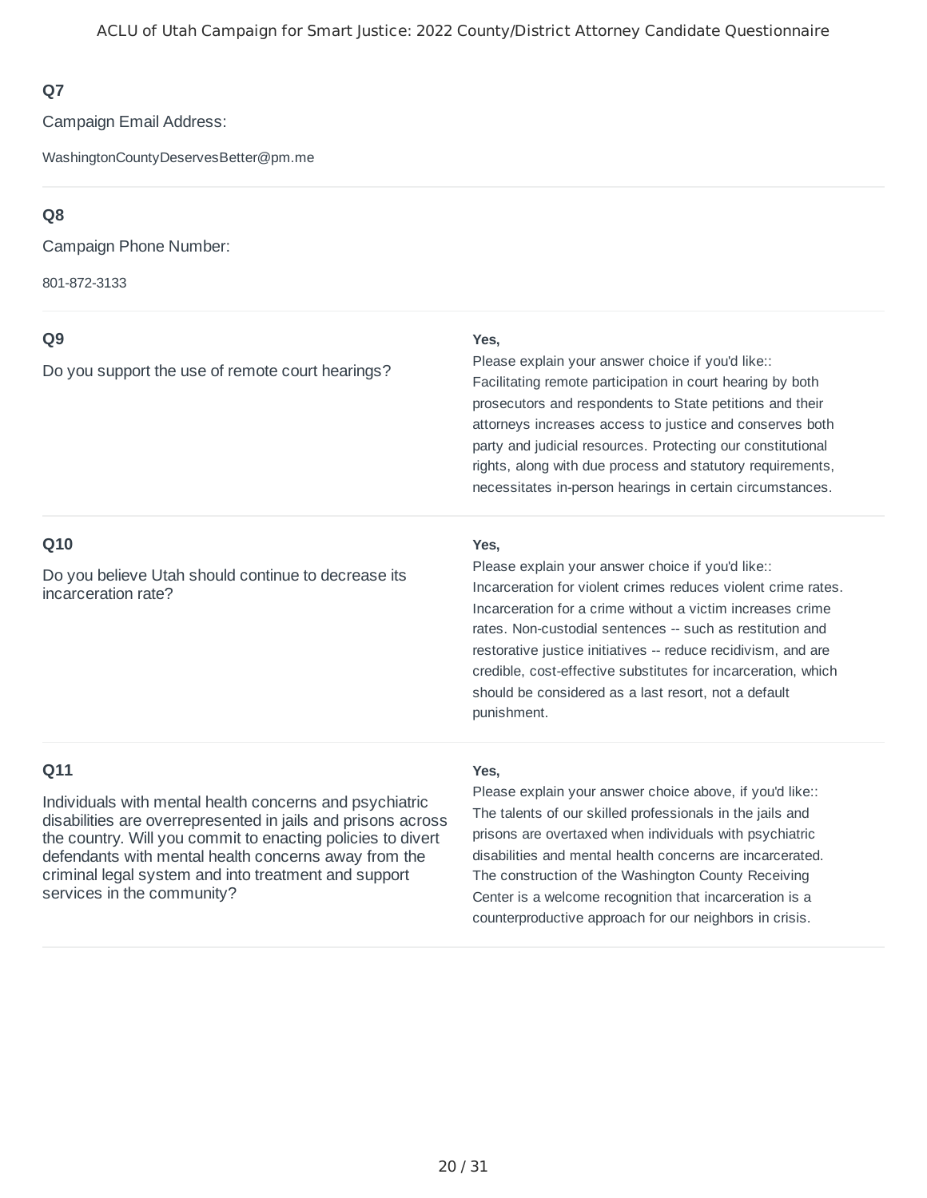### Q7

Campaign Email Address:

WashingtonCountyDeservesBetter@pm.me

---

### Q8

Campaign Phone Number:

801-872-3133

---

### Q9

Do you support the use of remote court hearings?

**Yes,**

Please explain your answer choice if you'd like:: Facilitating remote participation in court hearing by both prosecutors and respondents to State petitions and their attorneys increases access to justice and conserves both party and judicial resources. Protecting our constitutional rights, along with due process and statutory requirements, necessitates in-person hearings in certain circumstances.

---

### Q10

Do you believe Utah should continue to decrease its incarceration rate?

**Yes,**

Please explain your answer choice if you'd like:: Incarceration for violent crimes reduces violent crime rates. Incarceration for a crime without a victim increases crime rates. Non-custodial sentences -- such as restitution and restorative justice initiatives -- reduce recidivism, and are credible, cost-effective substitutes for incarceration, which should be considered as a last resort, not a default punishment.

---

### Q11

Individuals with mental health concerns and psychiatric disabilities are overrepresented in jails and prisons across the country. Will you commit to enacting policies to divert defendants with mental health concerns away from the criminal legal system and into treatment and support services in the community?

**Yes,**

Please explain your answer choice above, if you'd like:: The talents of our skilled professionals in the jails and prisons are overtaxed when individuals with psychiatric disabilities and mental health concerns are incarcerated. The construction of the Washington County Receiving Center is a welcome recognition that incarceration is a counterproductive approach for our neighbors in crisis.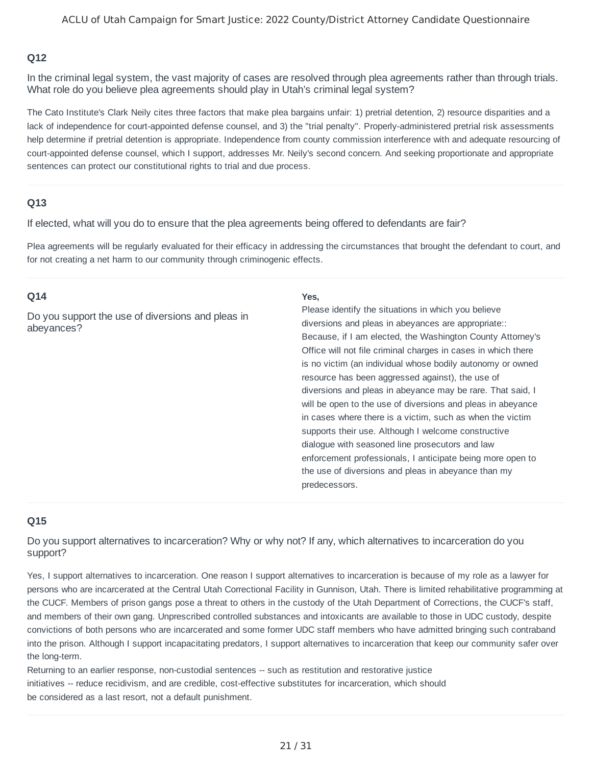## Q12

In the criminal legal system, the vast majority of cases are resolved through plea agreements rather than through trials. What role do you believe plea agreements should play in Utah's criminal legal system?

The Cato Institute's Clark Neily cites three factors that make plea bargains unfair: 1) pretrial detention, 2) resource disparities and a lack of independence for court-appointed defense counsel, and 3) the "trial penalty". Properly-administered pretrial risk assessments help determine if pretrial detention is appropriate. Independence from county commission interference with and adequate resourcing of court-appointed defense counsel, which I support, addresses Mr. Neily's second concern. And seeking proportionate and appropriate sentences can protect our constitutional rights to trial and due process.

## Q13

If elected, what will you do to ensure that the plea agreements being offered to defendants are fair?

Plea agreements will be regularly evaluated for their efficacy in addressing the circumstances that brought the defendant to court, and for not creating a net harm to our community through criminogenic effects.

## Q14

Do you support the use of diversions and pleas in abeyances?

**Yes,**

Please identify the situations in which you believe diversions and pleas in abeyances are appropriate:: Because, if I am elected, the Washington County Attorney's Office will not file criminal charges in cases in which there is no victim (an individual whose bodily autonomy or owned resource has been aggressed against), the use of diversions and pleas in abeyance may be rare. That said, I will be open to the use of diversions and pleas in abeyance in cases where there is a victim, such as when the victim supports their use. Although I welcome constructive dialogue with seasoned line prosecutors and law enforcement professionals, I anticipate being more open to the use of diversions and pleas in abeyance than my predecessors.

## Q15

Do you support alternatives to incarceration? Why or why not? If any, which alternatives to incarceration do you support?

Yes, I support alternatives to incarceration. One reason I support alternatives to incarceration is because of my role as a lawyer for persons who are incarcerated at the Central Utah Correctional Facility in Gunnison, Utah. There is limited rehabilitative programming at the CUCF. Members of prison gangs pose a threat to others in the custody of the Utah Department of Corrections, the CUCF's staff, and members of their own gang. Unprescribed controlled substances and intoxicants are available to those in UDC custody, despite convictions of both persons who are incarcerated and some former UDC staff members who have admitted bringing such contraband into the prison. Although I support incapacitating predators, I support alternatives to incarceration that keep our community safer over the long-term.

Returning to an earlier response, non-custodial sentences -- such as restitution and restorative justice initiatives -- reduce recidivism, and are credible, cost-effective substitutes for incarceration, which should be considered as a last resort, not a default punishment.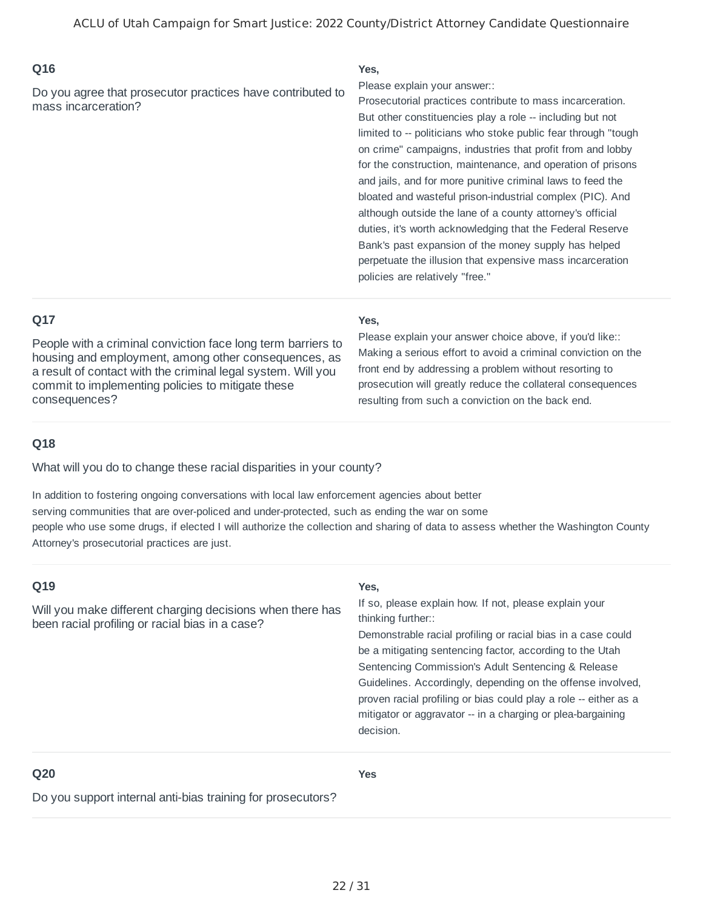## Q16

Do you agree that prosecutor practices have contributed to mass incarceration?

**Yes,**

Please explain your answer::

Prosecutorial practices contribute to mass incarceration. But other constituencies play a role -- including but not limited to -- politicians who stoke public fear through "tough on crime" campaigns, industries that profit from and lobby for the construction, maintenance, and operation of prisons and jails, and for more punitive criminal laws to feed the bloated and wasteful prison-industrial complex (PIC). And although outside the lane of a county attorney's official duties, it's worth acknowledging that the Federal Reserve Bank's past expansion of the money supply has helped perpetuate the illusion that expensive mass incarceration policies are relatively "free."

## Q17

People with a criminal conviction face long term barriers to housing and employment, among other consequences, as a result of contact with the criminal legal system. Will you commit to implementing policies to mitigate these consequences?

**Yes,**

Please explain your answer choice above, if you'd like::

Making a serious effort to avoid a criminal conviction on the front end by addressing a problem without resorting to prosecution will greatly reduce the collateral consequences resulting from such a conviction on the back end.

## Q18

What will you do to change these racial disparities in your county?

In addition to fostering ongoing conversations with local law enforcement agencies about better serving communities that are over-policed and under-protected, such as ending the war on some people who use some drugs, if elected I will authorize the collection and sharing of data to assess whether the Washington County Attorney's prosecutorial practices are just.

## Q19

Will you make different charging decisions when there has been racial profiling or racial bias in a case?

**Yes,**

If so, please explain how. If not, please explain your thinking further::

Demonstrable racial profiling or racial bias in a case could be a mitigating sentencing factor, according to the Utah Sentencing Commission's Adult Sentencing & Release Guidelines. Accordingly, depending on the offense involved, proven racial profiling or bias could play a role -- either as a mitigator or aggravator -- in a charging or plea-bargaining decision.

## Q20

Do you support internal anti-bias training for prosecutors?

**Yes**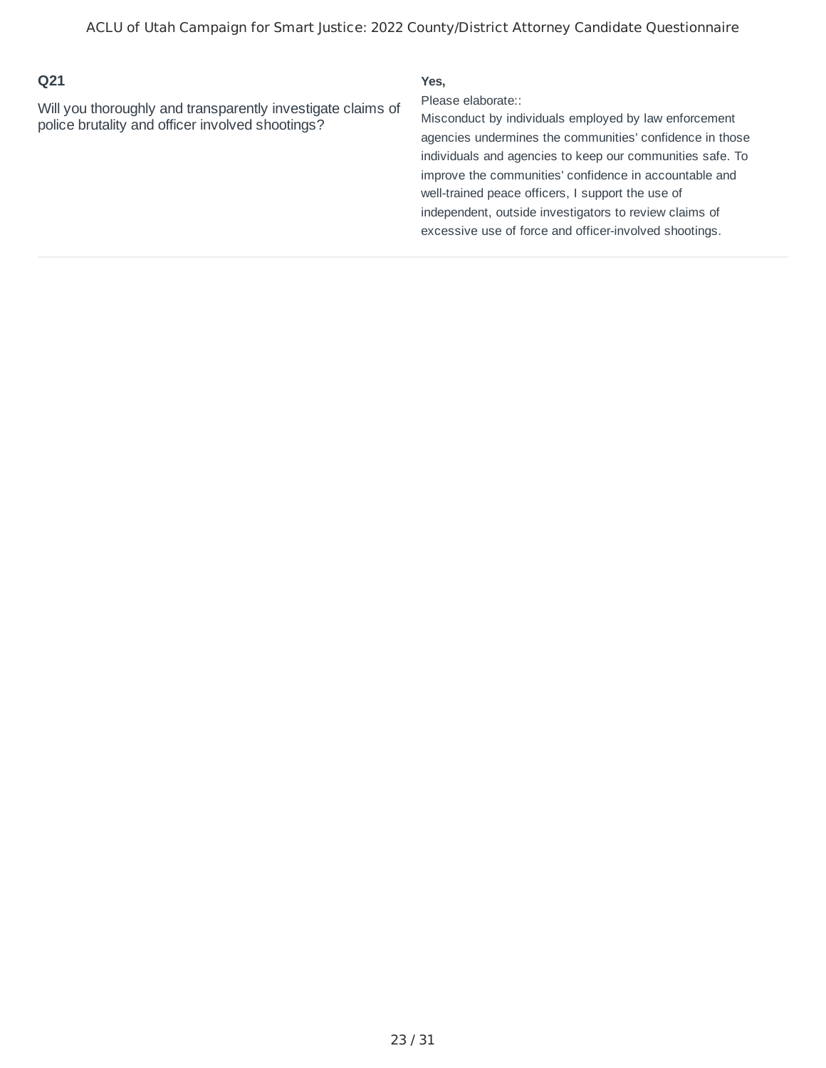**Q21**

Will you thoroughly and transparently investigate claims of police brutality and officer involved shootings?

**Yes,**

Please elaborate::

Misconduct by individuals employed by law enforcement agencies undermines the communities' confidence in those individuals and agencies to keep our communities safe. To improve the communities' confidence in accountable and well-trained peace officers, I support the use of independent, outside investigators to review claims of excessive use of force and officer-involved shootings.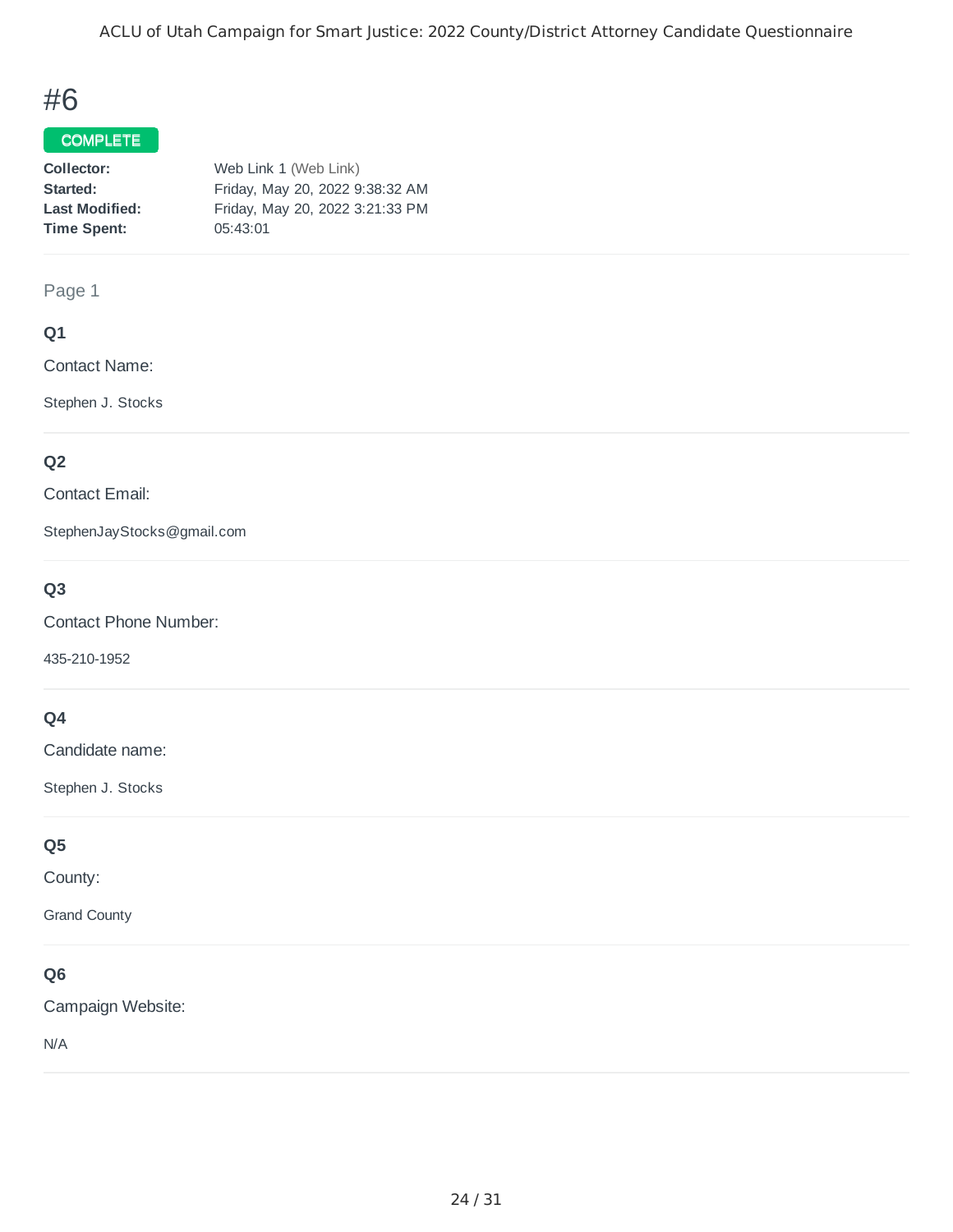# #6

**COMPLETE**

| | |
|---|---|
| **Collector:** | Web Link 1 (Web Link) |
| **Started:** | Friday, May 20, 2022 9:38:32 AM |
| **Last Modified:** | Friday, May 20, 2022 3:21:33 PM |
| **Time Spent:** | 05:43:01 |

Page 1

### Q1

Contact Name:

Stephen J. Stocks

### Q2

Contact Email:

StephenJayStocks@gmail.com

### Q3

Contact Phone Number:

435-210-1952

### Q4

Candidate name:

Stephen J. Stocks

### Q5

County:

Grand County

### Q6

Campaign Website:

N/A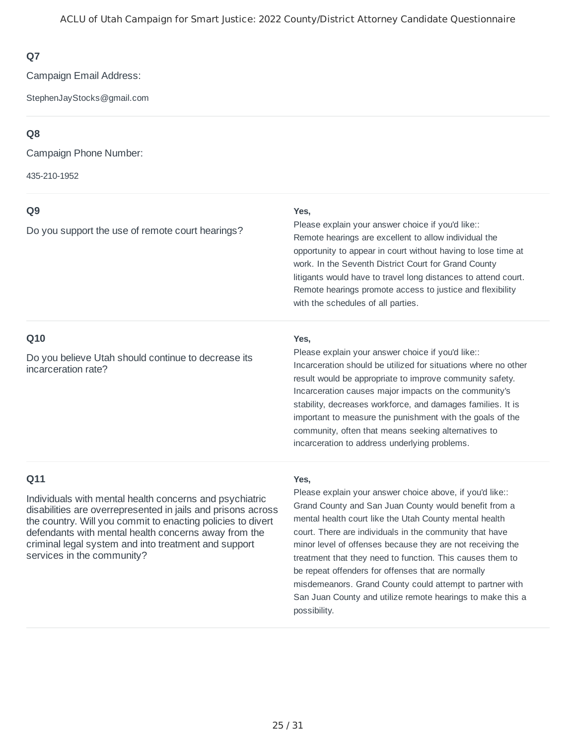### Q7

Campaign Email Address:

StephenJayStocks@gmail.com

### Q8

Campaign Phone Number:

435-210-1952

### Q9

Do you support the use of remote court hearings?

**Yes,**

Please explain your answer choice if you'd like::
Remote hearings are excellent to allow individual the opportunity to appear in court without having to lose time at work. In the Seventh District Court for Grand County litigants would have to travel long distances to attend court. Remote hearings promote access to justice and flexibility with the schedules of all parties.

### Q10

Do you believe Utah should continue to decrease its incarceration rate?

**Yes,**

Please explain your answer choice if you'd like::
Incarceration should be utilized for situations where no other result would be appropriate to improve community safety. Incarceration causes major impacts on the community's stability, decreases workforce, and damages families. It is important to measure the punishment with the goals of the community, often that means seeking alternatives to incarceration to address underlying problems.

### Q11

Individuals with mental health concerns and psychiatric disabilities are overrepresented in jails and prisons across the country. Will you commit to enacting policies to divert defendants with mental health concerns away from the criminal legal system and into treatment and support services in the community?

**Yes,**

Please explain your answer choice above, if you'd like::
Grand County and San Juan County would benefit from a mental health court like the Utah County mental health court. There are individuals in the community that have minor level of offenses because they are not receiving the treatment that they need to function. This causes them to be repeat offenders for offenses that are normally misdemeanors. Grand County could attempt to partner with San Juan County and utilize remote hearings to make this a possibility.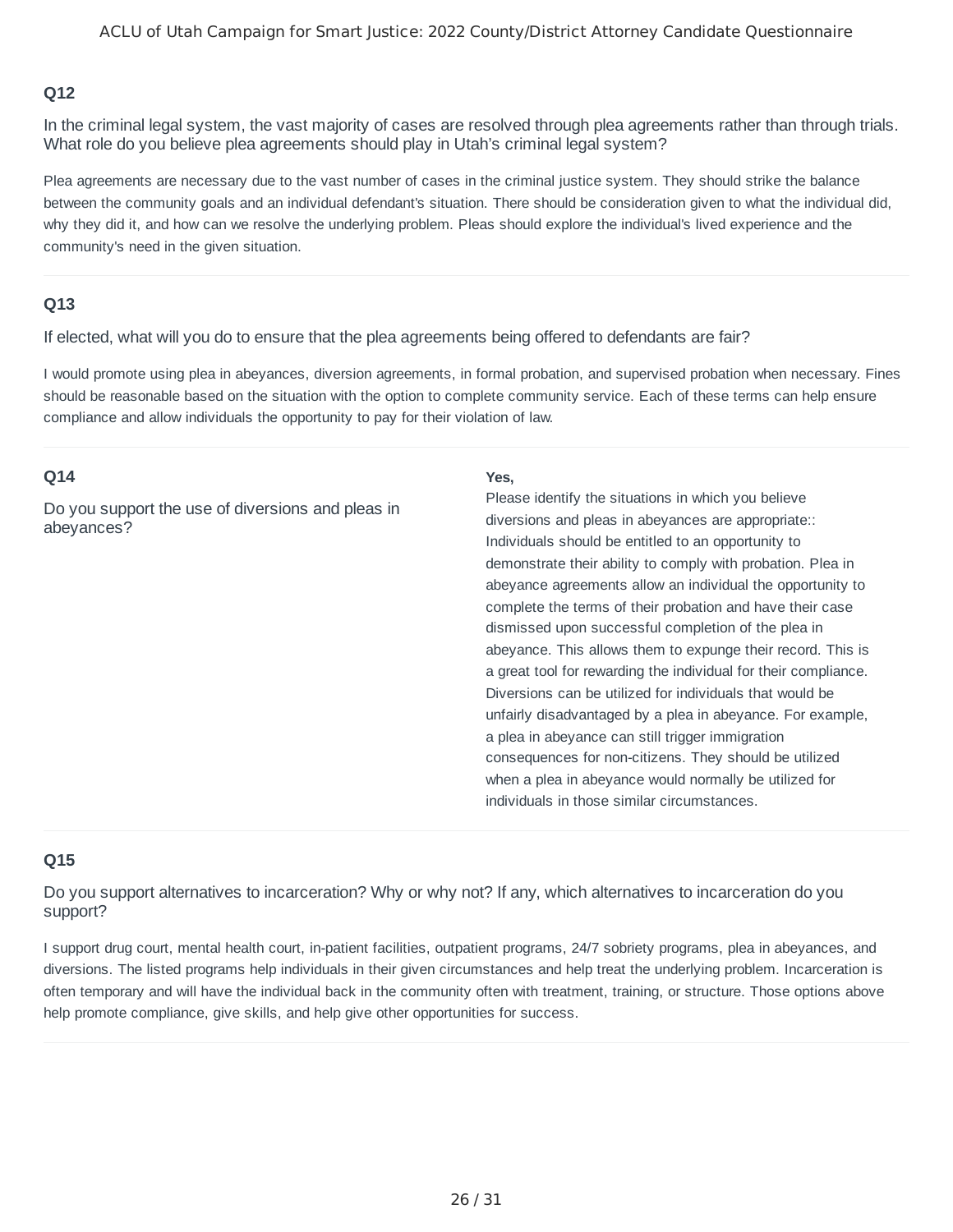### Q12

In the criminal legal system, the vast majority of cases are resolved through plea agreements rather than through trials. What role do you believe plea agreements should play in Utah's criminal legal system?

Plea agreements are necessary due to the vast number of cases in the criminal justice system. They should strike the balance between the community goals and an individual defendant's situation. There should be consideration given to what the individual did, why they did it, and how can we resolve the underlying problem. Pleas should explore the individual's lived experience and the community's need in the given situation.

### Q13

If elected, what will you do to ensure that the plea agreements being offered to defendants are fair?

I would promote using plea in abeyances, diversion agreements, in formal probation, and supervised probation when necessary. Fines should be reasonable based on the situation with the option to complete community service. Each of these terms can help ensure compliance and allow individuals the opportunity to pay for their violation of law.

### Q14

Do you support the use of diversions and pleas in abeyances?

**Yes,**

Please identify the situations in which you believe diversions and pleas in abeyances are appropriate:: Individuals should be entitled to an opportunity to demonstrate their ability to comply with probation. Plea in abeyance agreements allow an individual the opportunity to complete the terms of their probation and have their case dismissed upon successful completion of the plea in abeyance. This allows them to expunge their record. This is a great tool for rewarding the individual for their compliance. Diversions can be utilized for individuals that would be unfairly disadvantaged by a plea in abeyance. For example, a plea in abeyance can still trigger immigration consequences for non-citizens. They should be utilized when a plea in abeyance would normally be utilized for individuals in those similar circumstances.

### Q15

Do you support alternatives to incarceration? Why or why not? If any, which alternatives to incarceration do you support?

I support drug court, mental health court, in-patient facilities, outpatient programs, 24/7 sobriety programs, plea in abeyances, and diversions. The listed programs help individuals in their given circumstances and help treat the underlying problem. Incarceration is often temporary and will have the individual back in the community often with treatment, training, or structure. Those options above help promote compliance, give skills, and help give other opportunities for success.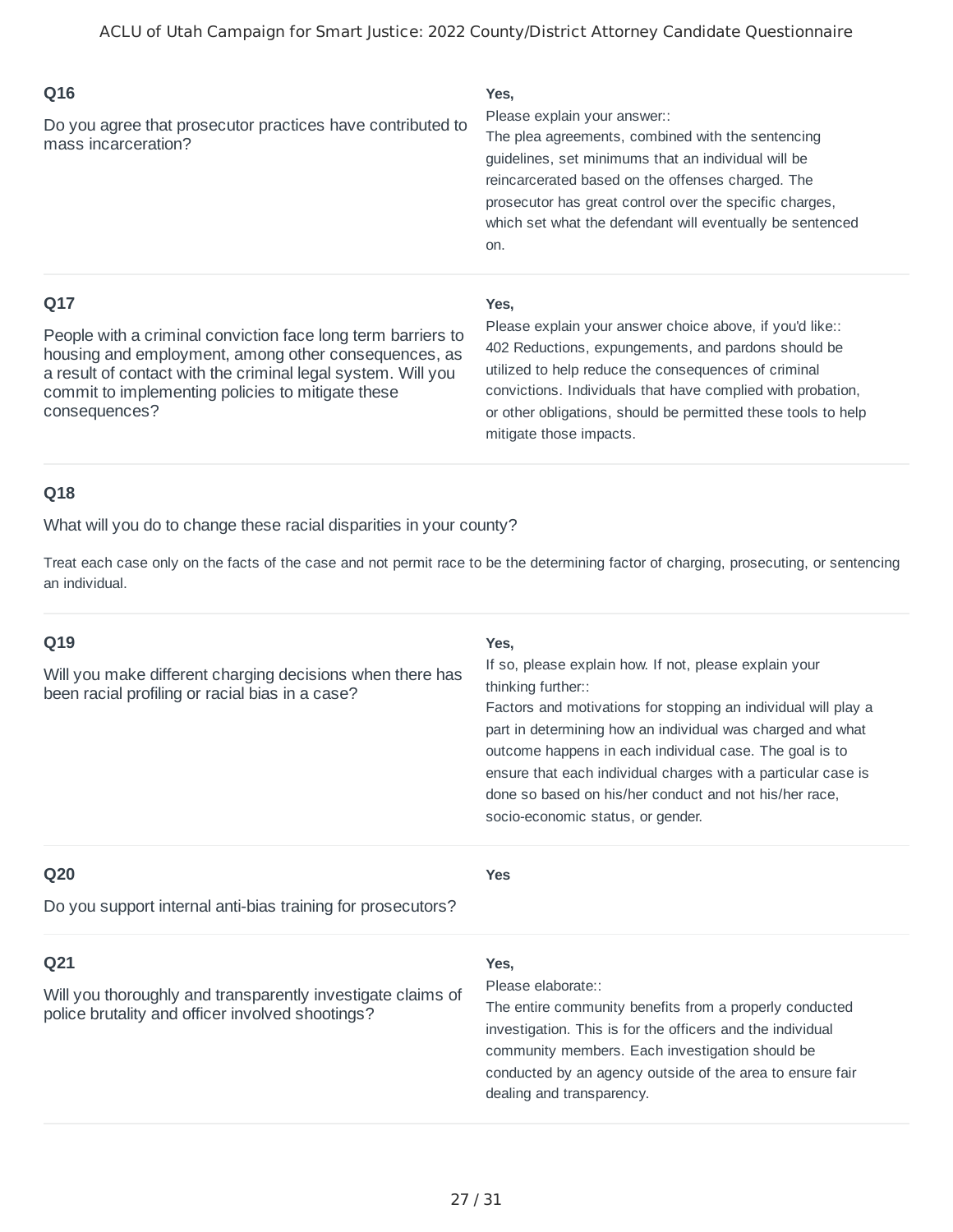### Q16

Do you agree that prosecutor practices have contributed to mass incarceration?

**Yes,**

Please explain your answer::
The plea agreements, combined with the sentencing guidelines, set minimums that an individual will be reincarcerated based on the offenses charged. The prosecutor has great control over the specific charges, which set what the defendant will eventually be sentenced on.

---

### Q17

People with a criminal conviction face long term barriers to housing and employment, among other consequences, as a result of contact with the criminal legal system. Will you commit to implementing policies to mitigate these consequences?

**Yes,**

Please explain your answer choice above, if you'd like::
402 Reductions, expungements, and pardons should be utilized to help reduce the consequences of criminal convictions. Individuals that have complied with probation, or other obligations, should be permitted these tools to help mitigate those impacts.

---

### Q18

What will you do to change these racial disparities in your county?

Treat each case only on the facts of the case and not permit race to be the determining factor of charging, prosecuting, or sentencing an individual.

---

### Q19

Will you make different charging decisions when there has been racial profiling or racial bias in a case?

**Yes,**

If so, please explain how. If not, please explain your thinking further::
Factors and motivations for stopping an individual will play a part in determining how an individual was charged and what outcome happens in each individual case. The goal is to ensure that each individual charges with a particular case is done so based on his/her conduct and not his/her race, socio-economic status, or gender.

---

### Q20

Do you support internal anti-bias training for prosecutors?

**Yes**

---

### Q21

Will you thoroughly and transparently investigate claims of police brutality and officer involved shootings?

**Yes,**

Please elaborate::
The entire community benefits from a properly conducted investigation. This is for the officers and the individual community members. Each investigation should be conducted by an agency outside of the area to ensure fair dealing and transparency.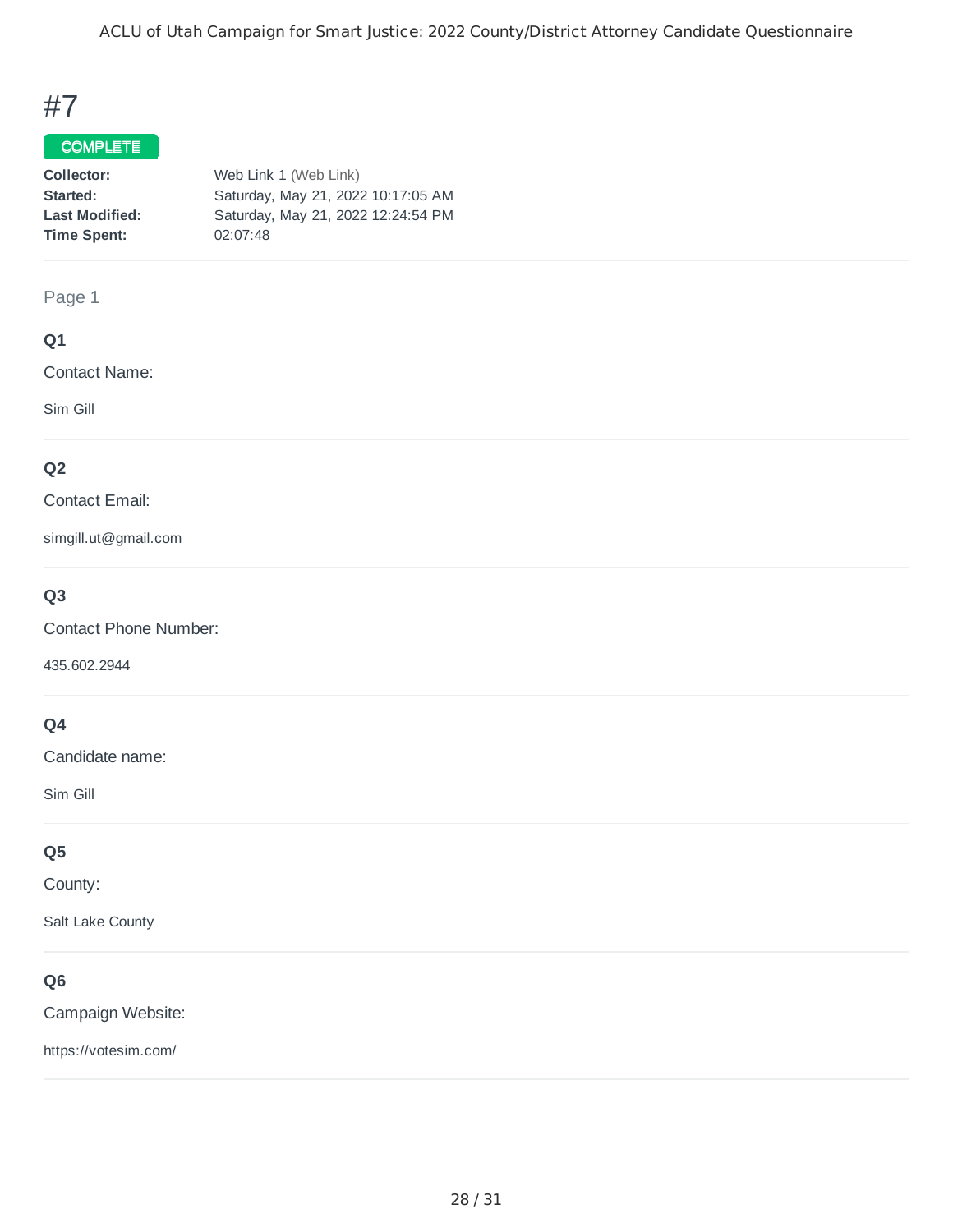# #7

**COMPLETE**

**Collector:** Web Link 1 (Web Link)
**Started:** Saturday, May 21, 2022 10:17:05 AM
**Last Modified:** Saturday, May 21, 2022 12:24:54 PM
**Time Spent:** 02:07:48

Page 1

### Q1

Contact Name:

Sim Gill

### Q2

Contact Email:

simgill.ut@gmail.com

### Q3

Contact Phone Number:

435.602.2944

### Q4

Candidate name:

Sim Gill

### Q5

County:

Salt Lake County

### Q6

Campaign Website:

https://votesim.com/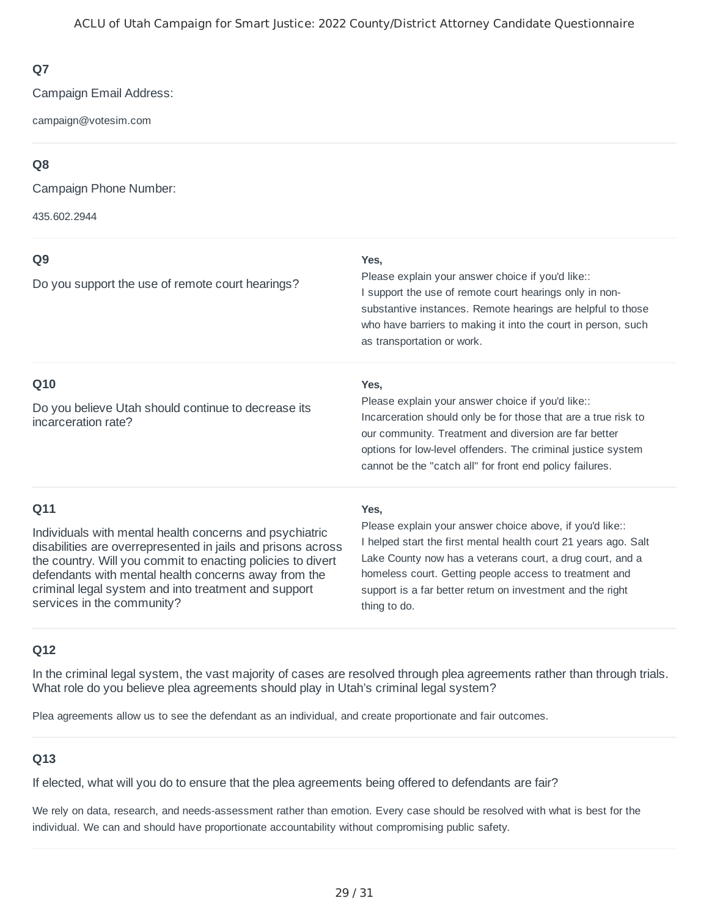### Q7

Campaign Email Address:

campaign@votesim.com

---

### Q8

Campaign Phone Number:

435.602.2944

---

### Q9

Do you support the use of remote court hearings?

**Yes,**

Please explain your answer choice if you'd like::
I support the use of remote court hearings only in non-substantive instances. Remote hearings are helpful to those who have barriers to making it into the court in person, such as transportation or work.

---

### Q10

Do you believe Utah should continue to decrease its incarceration rate?

**Yes,**

Please explain your answer choice if you'd like::
Incarceration should only be for those that are a true risk to our community. Treatment and diversion are far better options for low-level offenders. The criminal justice system cannot be the "catch all" for front end policy failures.

---

### Q11

Individuals with mental health concerns and psychiatric disabilities are overrepresented in jails and prisons across the country. Will you commit to enacting policies to divert defendants with mental health concerns away from the criminal legal system and into treatment and support services in the community?

**Yes,**

Please explain your answer choice above, if you'd like::
I helped start the first mental health court 21 years ago. Salt Lake County now has a veterans court, a drug court, and a homeless court. Getting people access to treatment and support is a far better return on investment and the right thing to do.

---

### Q12

In the criminal legal system, the vast majority of cases are resolved through plea agreements rather than through trials. What role do you believe plea agreements should play in Utah's criminal legal system?

Plea agreements allow us to see the defendant as an individual, and create proportionate and fair outcomes.

---

### Q13

If elected, what will you do to ensure that the plea agreements being offered to defendants are fair?

We rely on data, research, and needs-assessment rather than emotion. Every case should be resolved with what is best for the individual. We can and should have proportionate accountability without compromising public safety.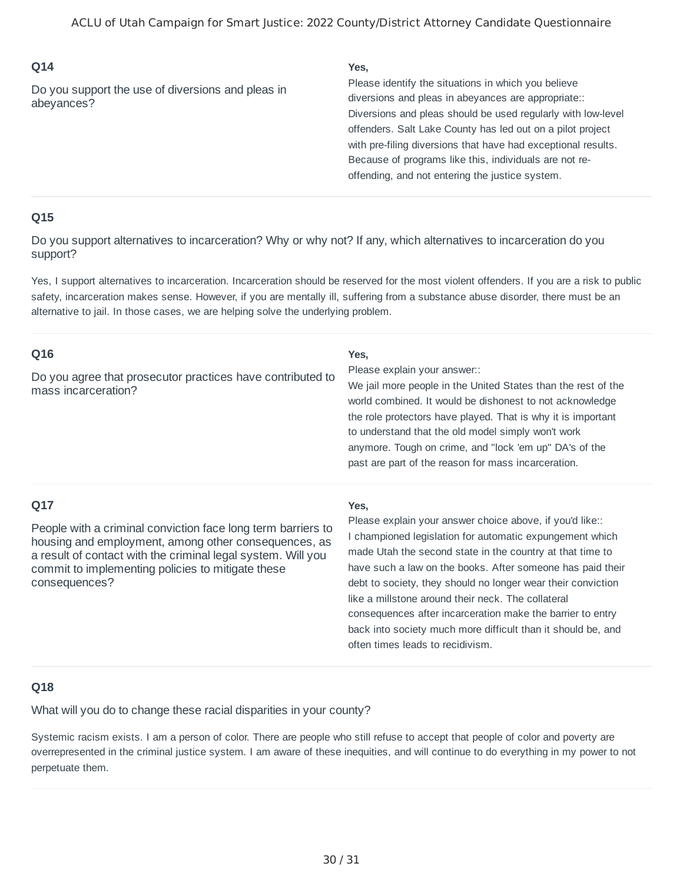### Q14

Do you support the use of diversions and pleas in abeyances?

**Yes,**

Please identify the situations in which you believe diversions and pleas in abeyances are appropriate::
Diversions and pleas should be used regularly with low-level offenders. Salt Lake County has led out on a pilot project with pre-filing diversions that have had exceptional results. Because of programs like this, individuals are not re-offending, and not entering the justice system.

### Q15

Do you support alternatives to incarceration? Why or why not? If any, which alternatives to incarceration do you support?

Yes, I support alternatives to incarceration. Incarceration should be reserved for the most violent offenders. If you are a risk to public safety, incarceration makes sense. However, if you are mentally ill, suffering from a substance abuse disorder, there must be an alternative to jail. In those cases, we are helping solve the underlying problem.

### Q16

Do you agree that prosecutor practices have contributed to mass incarceration?

**Yes,**

Please explain your answer::
We jail more people in the United States than the rest of the world combined. It would be dishonest to not acknowledge the role protectors have played. That is why it is important to understand that the old model simply won't work anymore. Tough on crime, and "lock 'em up" DA's of the past are part of the reason for mass incarceration.

### Q17

People with a criminal conviction face long term barriers to housing and employment, among other consequences, as a result of contact with the criminal legal system. Will you commit to implementing policies to mitigate these consequences?

**Yes,**

Please explain your answer choice above, if you'd like::
I championed legislation for automatic expungement which made Utah the second state in the country at that time to have such a law on the books. After someone has paid their debt to society, they should no longer wear their conviction like a millstone around their neck. The collateral consequences after incarceration make the barrier to entry back into society much more difficult than it should be, and often times leads to recidivism.

### Q18

What will you do to change these racial disparities in your county?

Systemic racism exists. I am a person of color. There are people who still refuse to accept that people of color and poverty are overrepresented in the criminal justice system. I am aware of these inequities, and will continue to do everything in my power to not perpetuate them.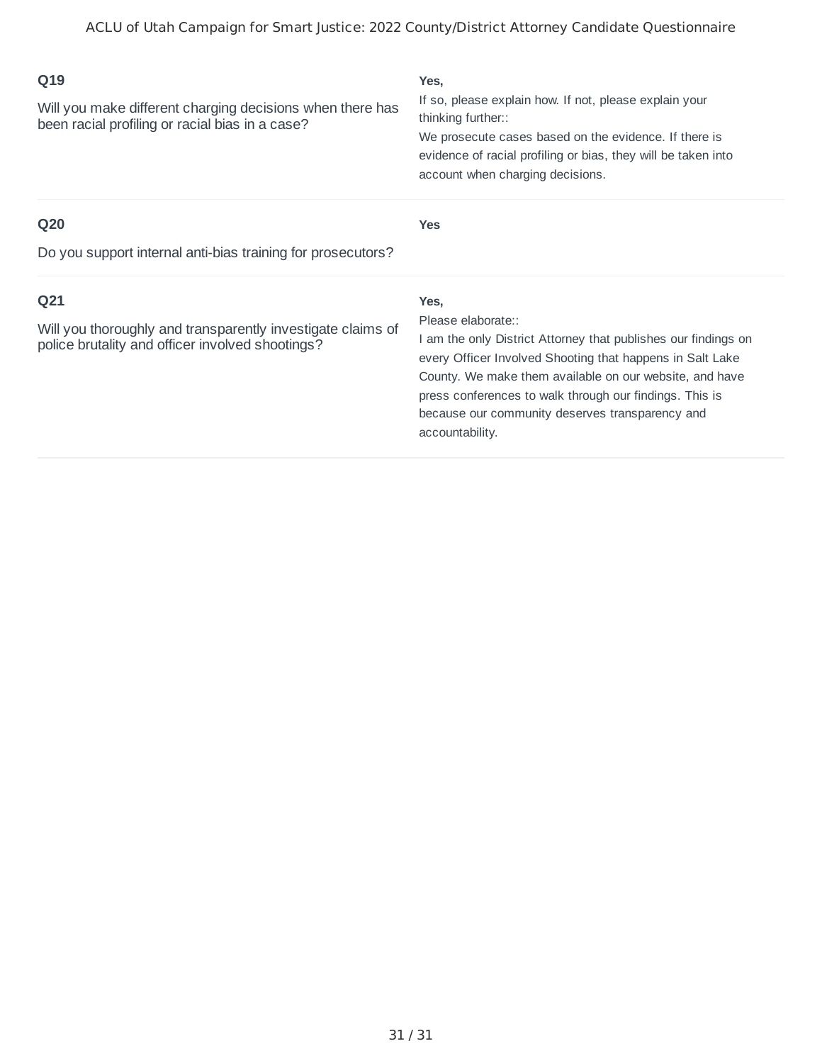**Q19**

Will you make different charging decisions when there has been racial profiling or racial bias in a case?

**Yes,**

If so, please explain how. If not, please explain your thinking further::

We prosecute cases based on the evidence. If there is evidence of racial profiling or bias, they will be taken into account when charging decisions.

---

**Q20**

Do you support internal anti-bias training for prosecutors?

**Yes**

---

**Q21**

Will you thoroughly and transparently investigate claims of police brutality and officer involved shootings?

**Yes,**

Please elaborate::

I am the only District Attorney that publishes our findings on every Officer Involved Shooting that happens in Salt Lake County. We make them available on our website, and have press conferences to walk through our findings. This is because our community deserves transparency and accountability.